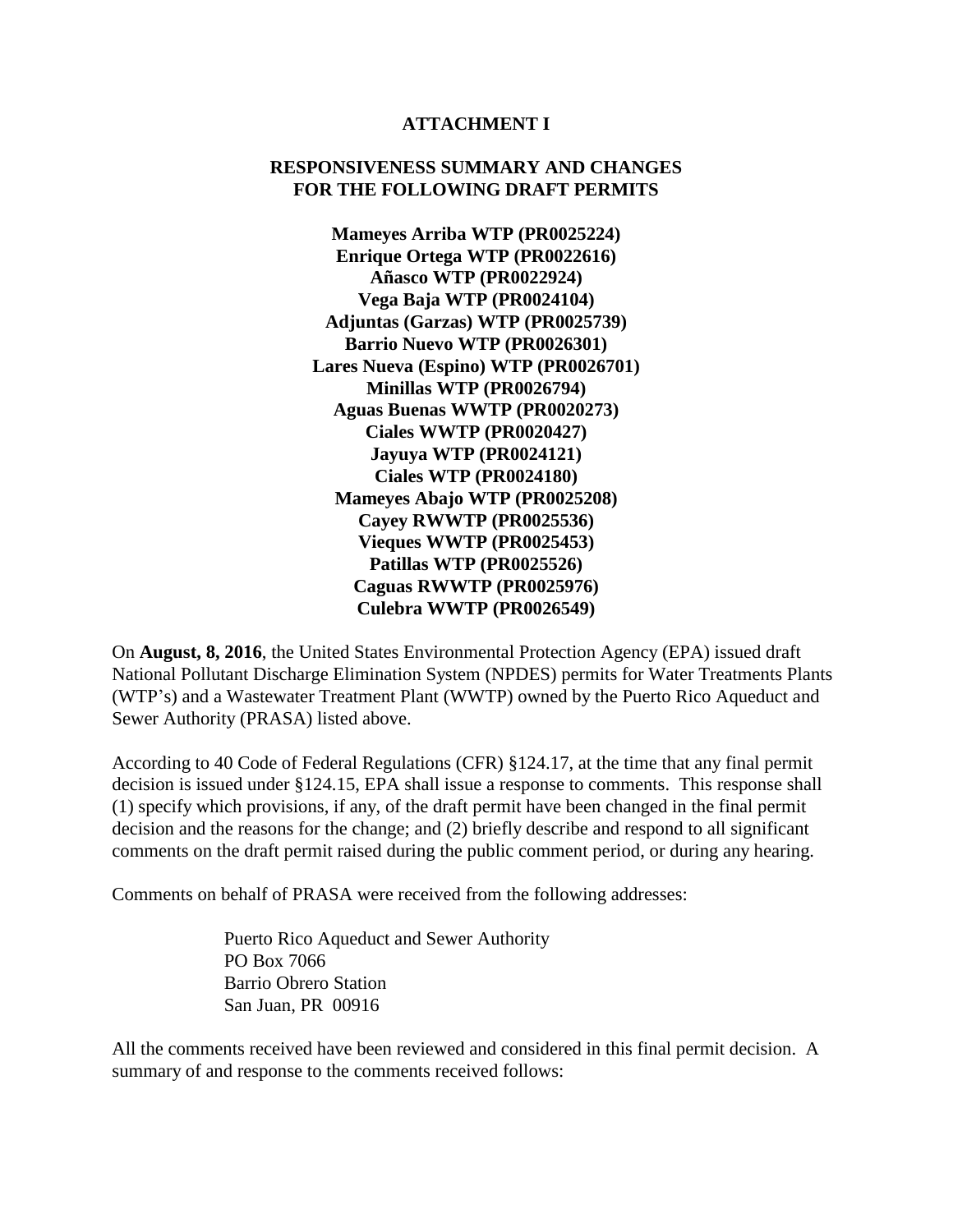# ATTACHMENT I

## RESPONSIVENESS SUMMARY AND CHANGES FOR THE FOLLOWING DRAFT PERMITS

**Mameyes Arriba WTP (PR0025224)**
**Enrique Ortega WTP (PR0022616)**
**Añasco WTP (PR0022924)**
**Vega Baja WTP (PR0024104)**
**Adjuntas (Garzas) WTP (PR0025739)**
**Barrio Nuevo WTP (PR0026301)**
**Lares Nueva (Espino) WTP (PR0026701)**
**Minillas WTP (PR0026794)**
**Aguas Buenas WWTP (PR0020273)**
**Ciales WWTP (PR0020427)**
**Jayuya WTP (PR0024121)**
**Ciales WTP (PR0024180)**
**Mameyes Abajo WTP (PR0025208)**
**Cayey RWWTP (PR0025536)**
**Vieques WWTP (PR0025453)**
**Patillas WTP (PR0025526)**
**Caguas RWWTP (PR0025976)**
**Culebra WWTP (PR0026549)**

On **August, 8, 2016**, the United States Environmental Protection Agency (EPA) issued draft National Pollutant Discharge Elimination System (NPDES) permits for Water Treatments Plants (WTP's) and a Wastewater Treatment Plant (WWTP) owned by the Puerto Rico Aqueduct and Sewer Authority (PRASA) listed above.

According to 40 Code of Federal Regulations (CFR) §124.17, at the time that any final permit decision is issued under §124.15, EPA shall issue a response to comments. This response shall (1) specify which provisions, if any, of the draft permit have been changed in the final permit decision and the reasons for the change; and (2) briefly describe and respond to all significant comments on the draft permit raised during the public comment period, or during any hearing.

Comments on behalf of PRASA were received from the following addresses:

Puerto Rico Aqueduct and Sewer Authority
PO Box 7066
Barrio Obrero Station
San Juan, PR 00916

All the comments received have been reviewed and considered in this final permit decision. A summary of and response to the comments received follows: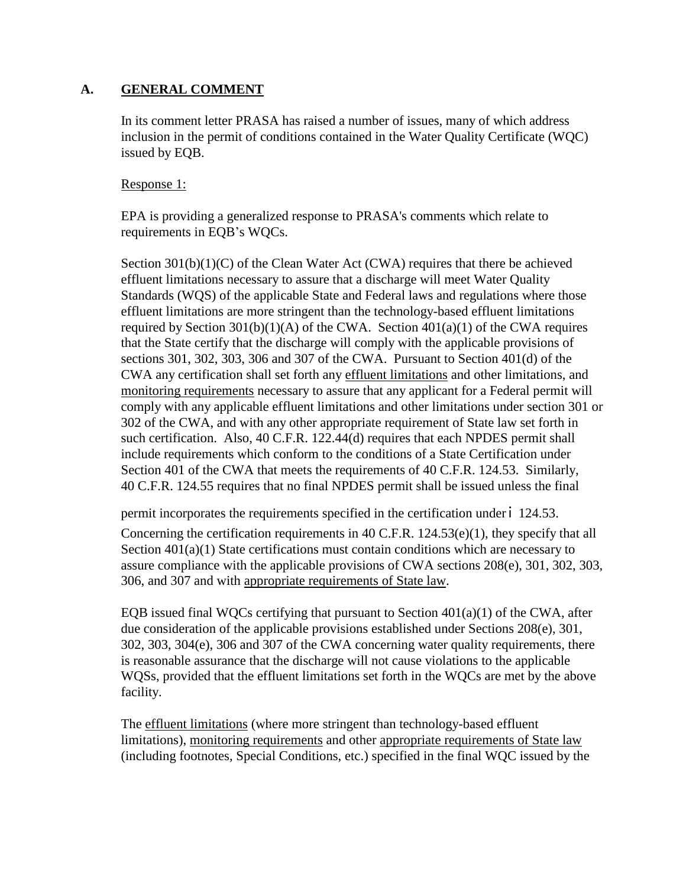## A. GENERAL COMMENT

In its comment letter PRASA has raised a number of issues, many of which address inclusion in the permit of conditions contained in the Water Quality Certificate (WQC) issued by EQB.

Response 1:

EPA is providing a generalized response to PRASA's comments which relate to requirements in EQB's WQCs.

Section 301(b)(1)(C) of the Clean Water Act (CWA) requires that there be achieved effluent limitations necessary to assure that a discharge will meet Water Quality Standards (WQS) of the applicable State and Federal laws and regulations where those effluent limitations are more stringent than the technology-based effluent limitations required by Section 301(b)(1)(A) of the CWA. Section 401(a)(1) of the CWA requires that the State certify that the discharge will comply with the applicable provisions of sections 301, 302, 303, 306 and 307 of the CWA. Pursuant to Section 401(d) of the CWA any certification shall set forth any effluent limitations and other limitations, and monitoring requirements necessary to assure that any applicant for a Federal permit will comply with any applicable effluent limitations and other limitations under section 301 or 302 of the CWA, and with any other appropriate requirement of State law set forth in such certification. Also, 40 C.F.R. 122.44(d) requires that each NPDES permit shall include requirements which conform to the conditions of a State Certification under Section 401 of the CWA that meets the requirements of 40 C.F.R. 124.53. Similarly, 40 C.F.R. 124.55 requires that no final NPDES permit shall be issued unless the final permit incorporates the requirements specified in the certification under § 124.53.

Concerning the certification requirements in 40 C.F.R. 124.53(e)(1), they specify that all Section 401(a)(1) State certifications must contain conditions which are necessary to assure compliance with the applicable provisions of CWA sections 208(e), 301, 302, 303, 306, and 307 and with appropriate requirements of State law.

EQB issued final WQCs certifying that pursuant to Section 401(a)(1) of the CWA, after due consideration of the applicable provisions established under Sections 208(e), 301, 302, 303, 304(e), 306 and 307 of the CWA concerning water quality requirements, there is reasonable assurance that the discharge will not cause violations to the applicable WQSs, provided that the effluent limitations set forth in the WQCs are met by the above facility.

The effluent limitations (where more stringent than technology-based effluent limitations), monitoring requirements and other appropriate requirements of State law (including footnotes, Special Conditions, etc.) specified in the final WQC issued by the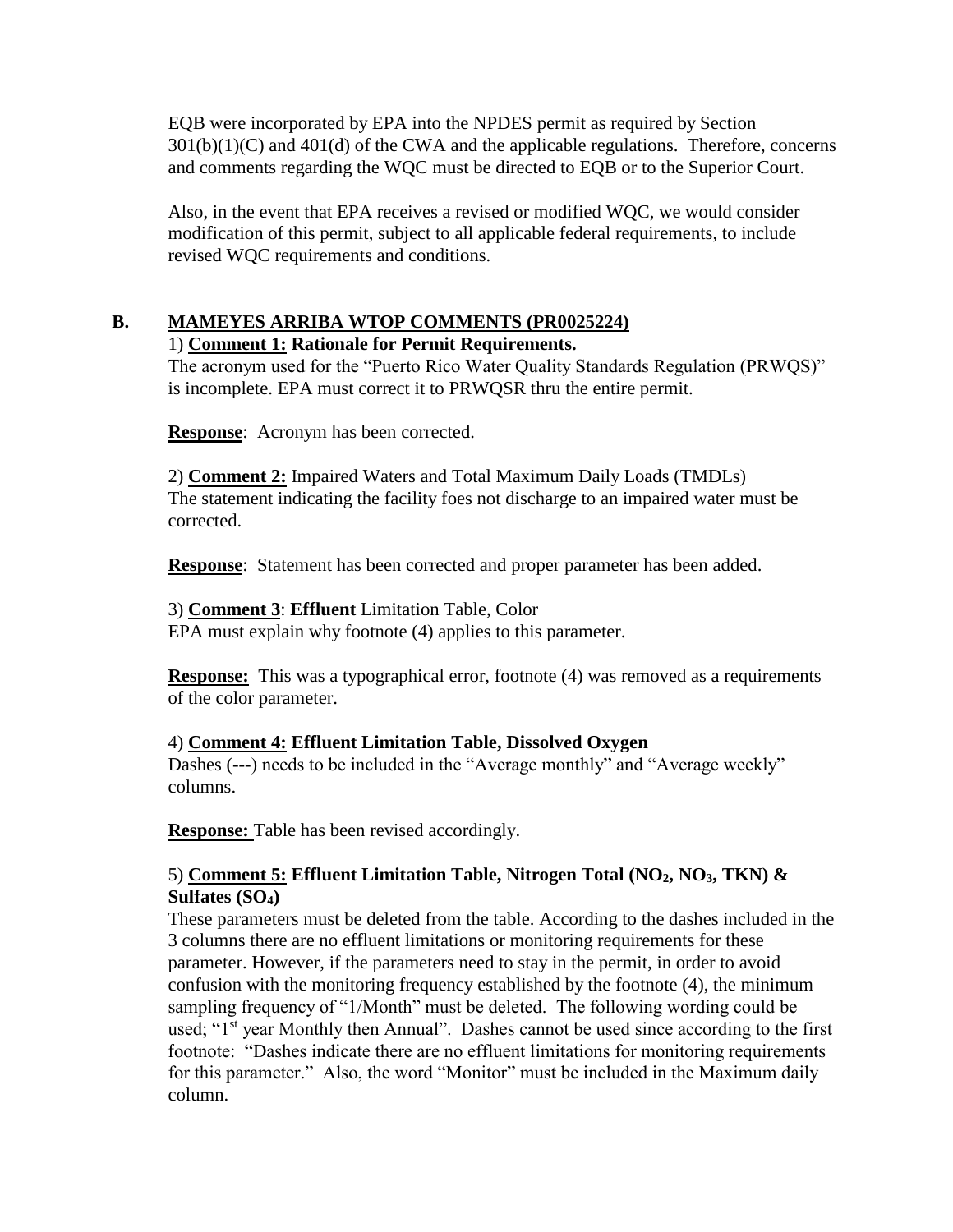EQB were incorporated by EPA into the NPDES permit as required by Section 301(b)(1)(C) and 401(d) of the CWA and the applicable regulations. Therefore, concerns and comments regarding the WQC must be directed to EQB or to the Superior Court.

Also, in the event that EPA receives a revised or modified WQC, we would consider modification of this permit, subject to all applicable federal requirements, to include revised WQC requirements and conditions.

## B. MAMEYES ARRIBA WTOP COMMENTS (PR0025224)

1) **Comment 1: Rationale for Permit Requirements.**
The acronym used for the "Puerto Rico Water Quality Standards Regulation (PRWQS)" is incomplete. EPA must correct it to PRWQSR thru the entire permit.

**Response**: Acronym has been corrected.

2) **Comment 2:** Impaired Waters and Total Maximum Daily Loads (TMDLs)
The statement indicating the facility foes not discharge to an impaired water must be corrected.

**Response**: Statement has been corrected and proper parameter has been added.

3) **Comment 3**: **Effluent** Limitation Table, Color
EPA must explain why footnote (4) applies to this parameter.

**Response:** This was a typographical error, footnote (4) was removed as a requirements of the color parameter.

4) **Comment 4: Effluent Limitation Table, Dissolved Oxygen**
Dashes (---) needs to be included in the "Average monthly" and "Average weekly" columns.

**Response:** Table has been revised accordingly.

5) **Comment 5: Effluent Limitation Table, Nitrogen Total ($NO_2$, $NO_3$, TKN) & Sulfates ($SO_4$)**
These parameters must be deleted from the table. According to the dashes included in the 3 columns there are no effluent limitations or monitoring requirements for these parameter. However, if the parameters need to stay in the permit, in order to avoid confusion with the monitoring frequency established by the footnote (4), the minimum sampling frequency of "1/Month" must be deleted. The following wording could be used; "1st year Monthly then Annual". Dashes cannot be used since according to the first footnote: "Dashes indicate there are no effluent limitations for monitoring requirements for this parameter." Also, the word "Monitor" must be included in the Maximum daily column.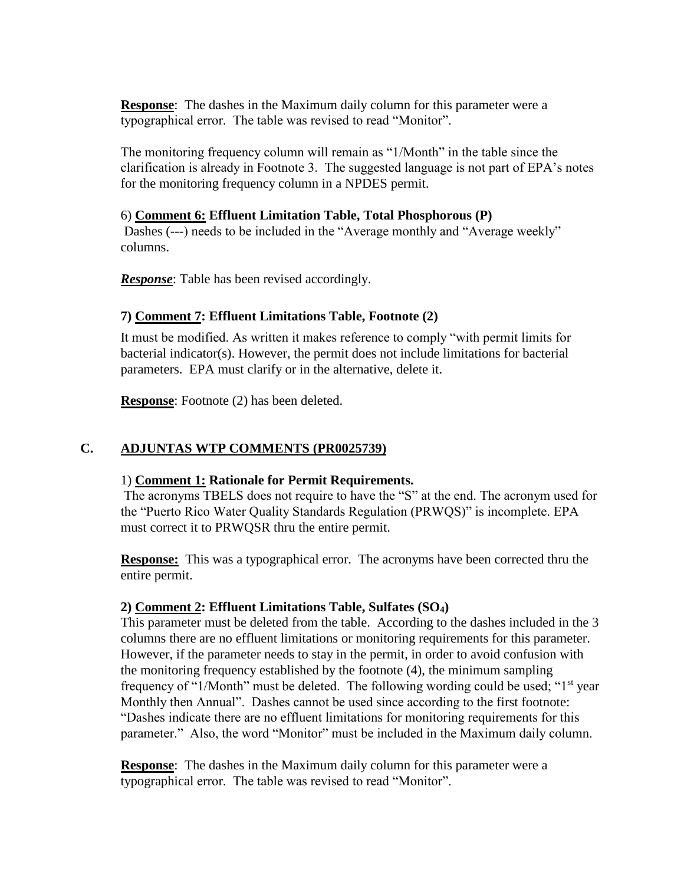**Response**: The dashes in the Maximum daily column for this parameter were a typographical error. The table was revised to read "Monitor".

The monitoring frequency column will remain as "1/Month" in the table since the clarification is already in Footnote 3. The suggested language is not part of EPA's notes for the monitoring frequency column in a NPDES permit.

6) **Comment 6: Effluent Limitation Table, Total Phosphorous (P)**
Dashes (---) needs to be included in the "Average monthly and "Average weekly" columns.

***Response***: Table has been revised accordingly.

**7) Comment 7: Effluent Limitations Table, Footnote (2)**

It must be modified. As written it makes reference to comply "with permit limits for bacterial indicator(s). However, the permit does not include limitations for bacterial parameters. EPA must clarify or in the alternative, delete it.

**Response**: Footnote (2) has been deleted.

## C. ADJUNTAS WTP COMMENTS (PR0025739)

1) **Comment 1: Rationale for Permit Requirements.**
The acronyms TBELS does not require to have the "S" at the end. The acronym used for the "Puerto Rico Water Quality Standards Regulation (PRWQS)" is incomplete. EPA must correct it to PRWQSR thru the entire permit.

**Response:** This was a typographical error. The acronyms have been corrected thru the entire permit.

**2) Comment 2: Effluent Limitations Table, Sulfates ($SO_4$)**
This parameter must be deleted from the table. According to the dashes included in the 3 columns there are no effluent limitations or monitoring requirements for this parameter. However, if the parameter needs to stay in the permit, in order to avoid confusion with the monitoring frequency established by the footnote (4), the minimum sampling frequency of "1/Month" must be deleted. The following wording could be used; "1st year Monthly then Annual". Dashes cannot be used since according to the first footnote: "Dashes indicate there are no effluent limitations for monitoring requirements for this parameter." Also, the word "Monitor" must be included in the Maximum daily column.

**Response**: The dashes in the Maximum daily column for this parameter were a typographical error. The table was revised to read "Monitor".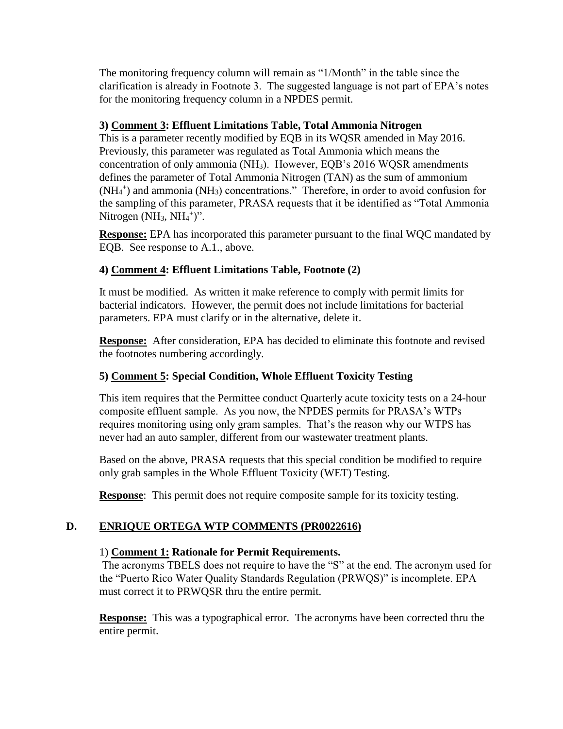The monitoring frequency column will remain as "1/Month" in the table since the clarification is already in Footnote 3. The suggested language is not part of EPA's notes for the monitoring frequency column in a NPDES permit.

**3) Comment 3: Effluent Limitations Table, Total Ammonia Nitrogen**

This is a parameter recently modified by EQB in its WQSR amended in May 2016. Previously, this parameter was regulated as Total Ammonia which means the concentration of only ammonia ($NH_3$). However, EQB's 2016 WQSR amendments defines the parameter of Total Ammonia Nitrogen (TAN) as the sum of ammonium ($NH_4^+$) and ammonia ($NH_3$) concentrations." Therefore, in order to avoid confusion for the sampling of this parameter, PRASA requests that it be identified as "Total Ammonia Nitrogen ($NH_3$, $NH_4^+$)".

**Response:** EPA has incorporated this parameter pursuant to the final WQC mandated by EQB. See response to A.1., above.

**4) Comment 4: Effluent Limitations Table, Footnote (2)**

It must be modified. As written it make reference to comply with permit limits for bacterial indicators. However, the permit does not include limitations for bacterial parameters. EPA must clarify or in the alternative, delete it.

**Response:** After consideration, EPA has decided to eliminate this footnote and revised the footnotes numbering accordingly.

**5) Comment 5: Special Condition, Whole Effluent Toxicity Testing**

This item requires that the Permittee conduct Quarterly acute toxicity tests on a 24-hour composite effluent sample. As you now, the NPDES permits for PRASA's WTPs requires monitoring using only gram samples. That's the reason why our WTPS has never had an auto sampler, different from our wastewater treatment plants.

Based on the above, PRASA requests that this special condition be modified to require only grab samples in the Whole Effluent Toxicity (WET) Testing.

**Response**: This permit does not require composite sample for its toxicity testing.

## D. ENRIQUE ORTEGA WTP COMMENTS (PR0022616)

1) **Comment 1: Rationale for Permit Requirements.**

The acronyms TBELS does not require to have the "S" at the end. The acronym used for the "Puerto Rico Water Quality Standards Regulation (PRWQS)" is incomplete. EPA must correct it to PRWQSR thru the entire permit.

**Response:** This was a typographical error. The acronyms have been corrected thru the entire permit.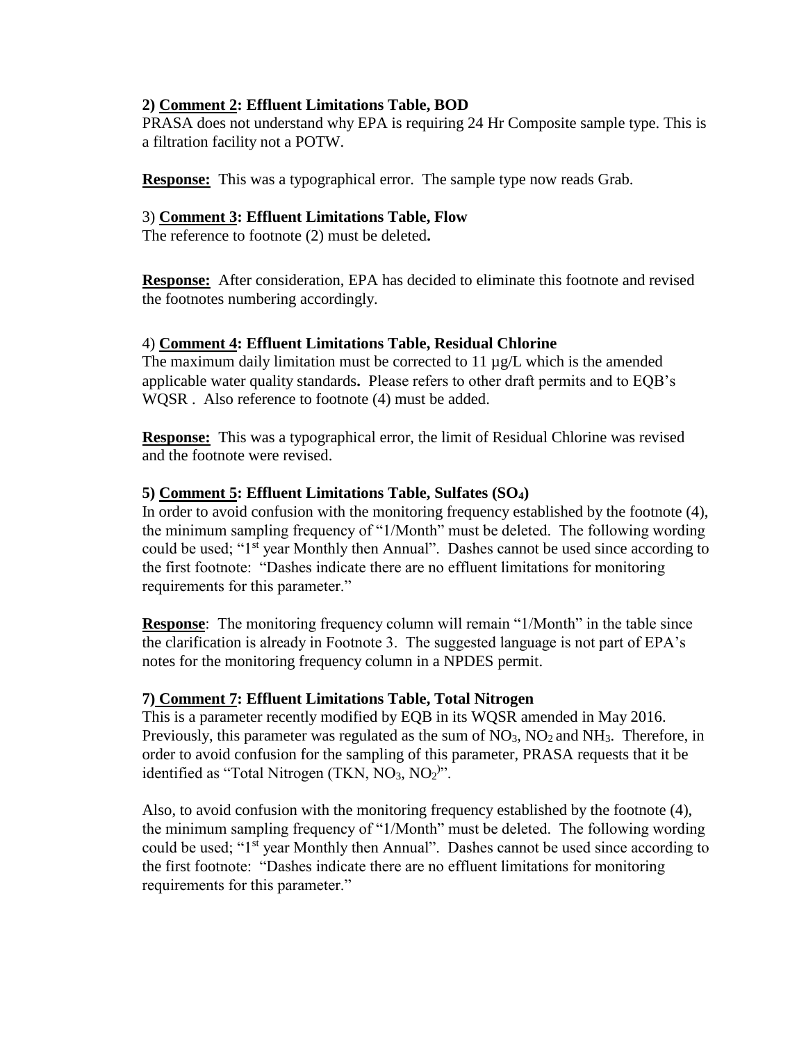**2) Comment 2: Effluent Limitations Table, BOD**

PRASA does not understand why EPA is requiring 24 Hr Composite sample type. This is a filtration facility not a POTW.

**Response:** This was a typographical error. The sample type now reads Grab.

3) **Comment 3: Effluent Limitations Table, Flow**

The reference to footnote (2) must be deleted**.**

**Response:** After consideration, EPA has decided to eliminate this footnote and revised the footnotes numbering accordingly.

4) **Comment 4: Effluent Limitations Table, Residual Chlorine**

The maximum daily limitation must be corrected to 11 µg/L which is the amended applicable water quality standards**.** Please refers to other draft permits and to EQB's WQSR . Also reference to footnote (4) must be added.

**Response:** This was a typographical error, the limit of Residual Chlorine was revised and the footnote were revised.

**5) Comment 5: Effluent Limitations Table, Sulfates ($SO_4$)**

In order to avoid confusion with the monitoring frequency established by the footnote (4), the minimum sampling frequency of "1/Month" must be deleted. The following wording could be used; "1st year Monthly then Annual". Dashes cannot be used since according to the first footnote: "Dashes indicate there are no effluent limitations for monitoring requirements for this parameter."

**Response**: The monitoring frequency column will remain "1/Month" in the table since the clarification is already in Footnote 3. The suggested language is not part of EPA's notes for the monitoring frequency column in a NPDES permit.

**7) Comment 7: Effluent Limitations Table, Total Nitrogen**

This is a parameter recently modified by EQB in its WQSR amended in May 2016. Previously, this parameter was regulated as the sum of $NO_3$, $NO_2$ and $NH_3$. Therefore, in order to avoid confusion for the sampling of this parameter, PRASA requests that it be identified as "Total Nitrogen (TKN, $NO_3$, $NO_2$)".

Also, to avoid confusion with the monitoring frequency established by the footnote (4), the minimum sampling frequency of "1/Month" must be deleted. The following wording could be used; "1st year Monthly then Annual". Dashes cannot be used since according to the first footnote: "Dashes indicate there are no effluent limitations for monitoring requirements for this parameter."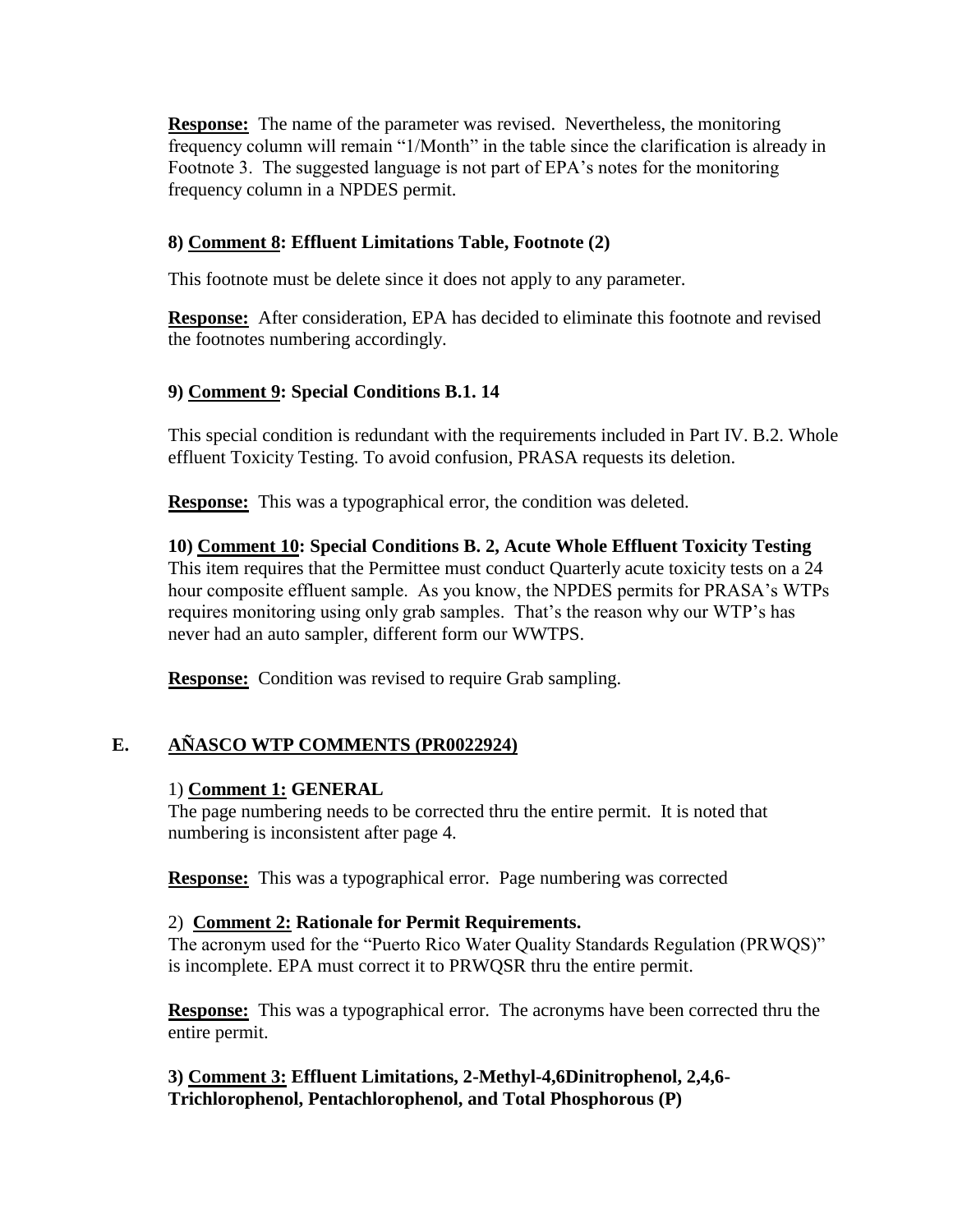**Response:** The name of the parameter was revised. Nevertheless, the monitoring frequency column will remain "1/Month" in the table since the clarification is already in Footnote 3. The suggested language is not part of EPA's notes for the monitoring frequency column in a NPDES permit.

**8) Comment 8: Effluent Limitations Table, Footnote (2)**

This footnote must be delete since it does not apply to any parameter.

**Response:** After consideration, EPA has decided to eliminate this footnote and revised the footnotes numbering accordingly.

**9) Comment 9: Special Conditions B.1. 14**

This special condition is redundant with the requirements included in Part IV. B.2. Whole effluent Toxicity Testing. To avoid confusion, PRASA requests its deletion.

**Response:** This was a typographical error, the condition was deleted.

**10) Comment 10: Special Conditions B. 2, Acute Whole Effluent Toxicity Testing**

This item requires that the Permittee must conduct Quarterly acute toxicity tests on a 24 hour composite effluent sample. As you know, the NPDES permits for PRASA's WTPs requires monitoring using only grab samples. That's the reason why our WTP's has never had an auto sampler, different form our WWTPS.

**Response:** Condition was revised to require Grab sampling.

## E. AÑASCO WTP COMMENTS (PR0022924)

1) **Comment 1: GENERAL**

The page numbering needs to be corrected thru the entire permit. It is noted that numbering is inconsistent after page 4.

**Response:** This was a typographical error. Page numbering was corrected

2) **Comment 2: Rationale for Permit Requirements.**

The acronym used for the "Puerto Rico Water Quality Standards Regulation (PRWQS)" is incomplete. EPA must correct it to PRWQSR thru the entire permit.

**Response:** This was a typographical error. The acronyms have been corrected thru the entire permit.

**3) Comment 3: Effluent Limitations, 2-Methyl-4,6Dinitrophenol, 2,4,6-Trichlorophenol, Pentachlorophenol, and Total Phosphorous (P)**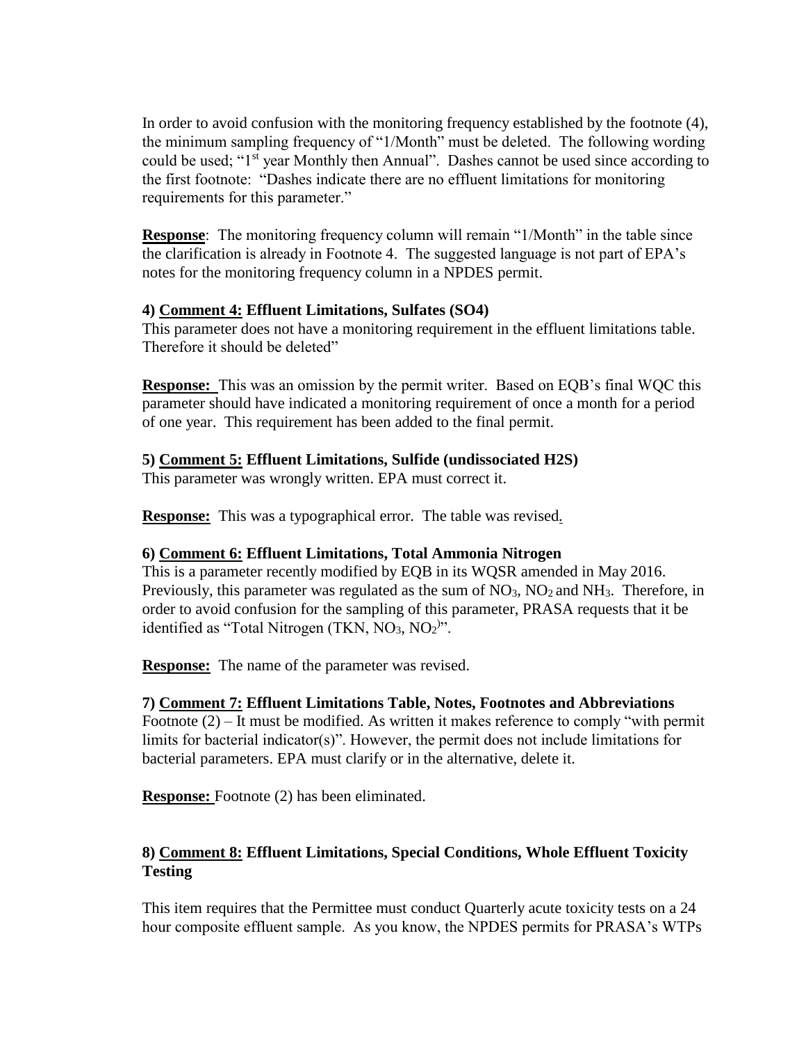In order to avoid confusion with the monitoring frequency established by the footnote (4), the minimum sampling frequency of "1/Month" must be deleted. The following wording could be used; "1st year Monthly then Annual". Dashes cannot be used since according to the first footnote: "Dashes indicate there are no effluent limitations for monitoring requirements for this parameter."

**Response**: The monitoring frequency column will remain "1/Month" in the table since the clarification is already in Footnote 4. The suggested language is not part of EPA's notes for the monitoring frequency column in a NPDES permit.

**4) Comment 4: Effluent Limitations, Sulfates (SO4)**

This parameter does not have a monitoring requirement in the effluent limitations table. Therefore it should be deleted"

**Response:** This was an omission by the permit writer. Based on EQB's final WQC this parameter should have indicated a monitoring requirement of once a month for a period of one year. This requirement has been added to the final permit.

**5) Comment 5: Effluent Limitations, Sulfide (undissociated H2S)**

This parameter was wrongly written. EPA must correct it.

**Response:** This was a typographical error. The table was revised.

**6) Comment 6: Effluent Limitations, Total Ammonia Nitrogen**

This is a parameter recently modified by EQB in its WQSR amended in May 2016. Previously, this parameter was regulated as the sum of $NO_3$, $NO_2$ and $NH_3$. Therefore, in order to avoid confusion for the sampling of this parameter, PRASA requests that it be identified as "Total Nitrogen (TKN, $NO_3$, $NO_2$)".

**Response:** The name of the parameter was revised.

**7) Comment 7: Effluent Limitations Table, Notes, Footnotes and Abbreviations**

Footnote (2) – It must be modified. As written it makes reference to comply "with permit limits for bacterial indicator(s)". However, the permit does not include limitations for bacterial parameters. EPA must clarify or in the alternative, delete it.

**Response:** Footnote (2) has been eliminated.

**8) Comment 8: Effluent Limitations, Special Conditions, Whole Effluent Toxicity Testing**

This item requires that the Permittee must conduct Quarterly acute toxicity tests on a 24 hour composite effluent sample. As you know, the NPDES permits for PRASA's WTPs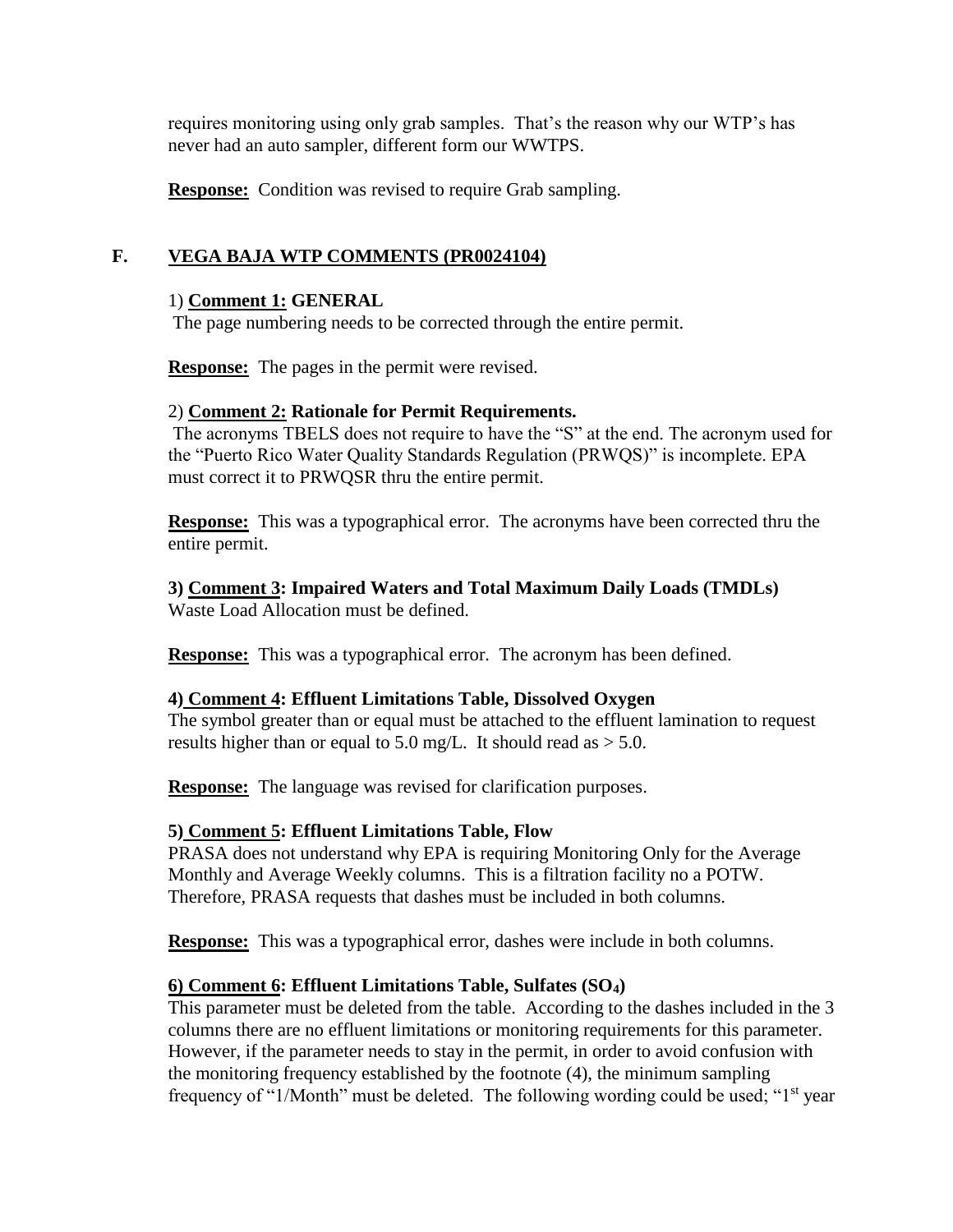requires monitoring using only grab samples. That's the reason why our WTP's has never had an auto sampler, different form our WWTPS.

**Response:** Condition was revised to require Grab sampling.

## F. VEGA BAJA WTP COMMENTS (PR0024104)

1) **Comment 1: GENERAL**
The page numbering needs to be corrected through the entire permit.

**Response:** The pages in the permit were revised.

2) **Comment 2: Rationale for Permit Requirements.**
The acronyms TBELS does not require to have the "S" at the end. The acronym used for the "Puerto Rico Water Quality Standards Regulation (PRWQS)" is incomplete. EPA must correct it to PRWQSR thru the entire permit.

**Response:** This was a typographical error. The acronyms have been corrected thru the entire permit.

**3) Comment 3: Impaired Waters and Total Maximum Daily Loads (TMDLs)**
Waste Load Allocation must be defined.

**Response:** This was a typographical error. The acronym has been defined.

**4) Comment 4: Effluent Limitations Table, Dissolved Oxygen**
The symbol greater than or equal must be attached to the effluent lamination to request results higher than or equal to 5.0 mg/L. It should read as > 5.0.

**Response:** The language was revised for clarification purposes.

**5) Comment 5: Effluent Limitations Table, Flow**
PRASA does not understand why EPA is requiring Monitoring Only for the Average Monthly and Average Weekly columns. This is a filtration facility no a POTW. Therefore, PRASA requests that dashes must be included in both columns.

**Response:** This was a typographical error, dashes were include in both columns.

**6) Comment 6: Effluent Limitations Table, Sulfates ($SO_4$)**
This parameter must be deleted from the table. According to the dashes included in the 3 columns there are no effluent limitations or monitoring requirements for this parameter. However, if the parameter needs to stay in the permit, in order to avoid confusion with the monitoring frequency established by the footnote (4), the minimum sampling frequency of "1/Month" must be deleted. The following wording could be used; "1st year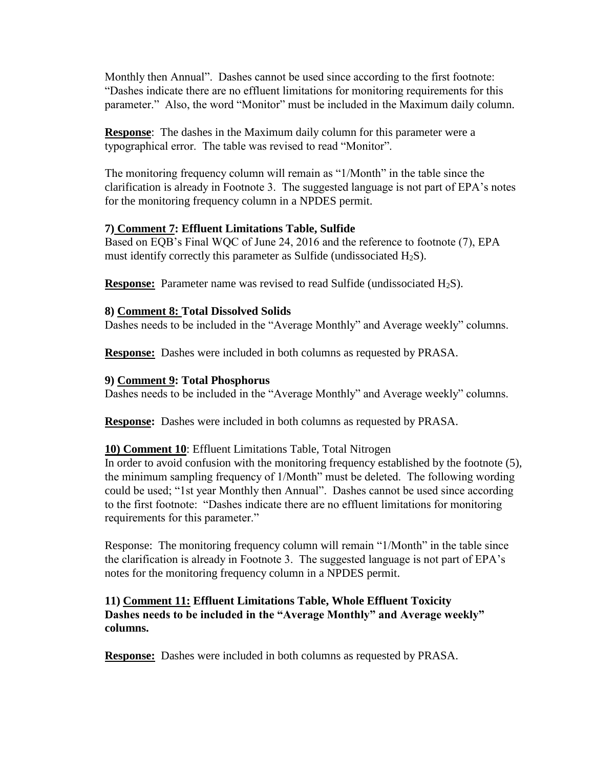Monthly then Annual". Dashes cannot be used since according to the first footnote: "Dashes indicate there are no effluent limitations for monitoring requirements for this parameter." Also, the word "Monitor" must be included in the Maximum daily column.

**Response**: The dashes in the Maximum daily column for this parameter were a typographical error. The table was revised to read "Monitor".

The monitoring frequency column will remain as "1/Month" in the table since the clarification is already in Footnote 3. The suggested language is not part of EPA's notes for the monitoring frequency column in a NPDES permit.

**7) Comment 7: Effluent Limitations Table, Sulfide**

Based on EQB's Final WQC of June 24, 2016 and the reference to footnote (7), EPA must identify correctly this parameter as Sulfide (undissociated $H_2S$).

**Response:** Parameter name was revised to read Sulfide (undissociated $H_2S$).

**8) Comment 8: Total Dissolved Solids**

Dashes needs to be included in the "Average Monthly" and Average weekly" columns.

**Response:** Dashes were included in both columns as requested by PRASA.

**9) Comment 9: Total Phosphorus**

Dashes needs to be included in the "Average Monthly" and Average weekly" columns.

**Response:** Dashes were included in both columns as requested by PRASA.

**10) Comment 10**: Effluent Limitations Table, Total Nitrogen

In order to avoid confusion with the monitoring frequency established by the footnote (5), the minimum sampling frequency of 1/Month" must be deleted. The following wording could be used; "1st year Monthly then Annual". Dashes cannot be used since according to the first footnote: "Dashes indicate there are no effluent limitations for monitoring requirements for this parameter."

Response: The monitoring frequency column will remain "1/Month" in the table since the clarification is already in Footnote 3. The suggested language is not part of EPA's notes for the monitoring frequency column in a NPDES permit.

**11) Comment 11: Effluent Limitations Table, Whole Effluent Toxicity**
**Dashes needs to be included in the "Average Monthly" and Average weekly" columns.**

**Response:** Dashes were included in both columns as requested by PRASA.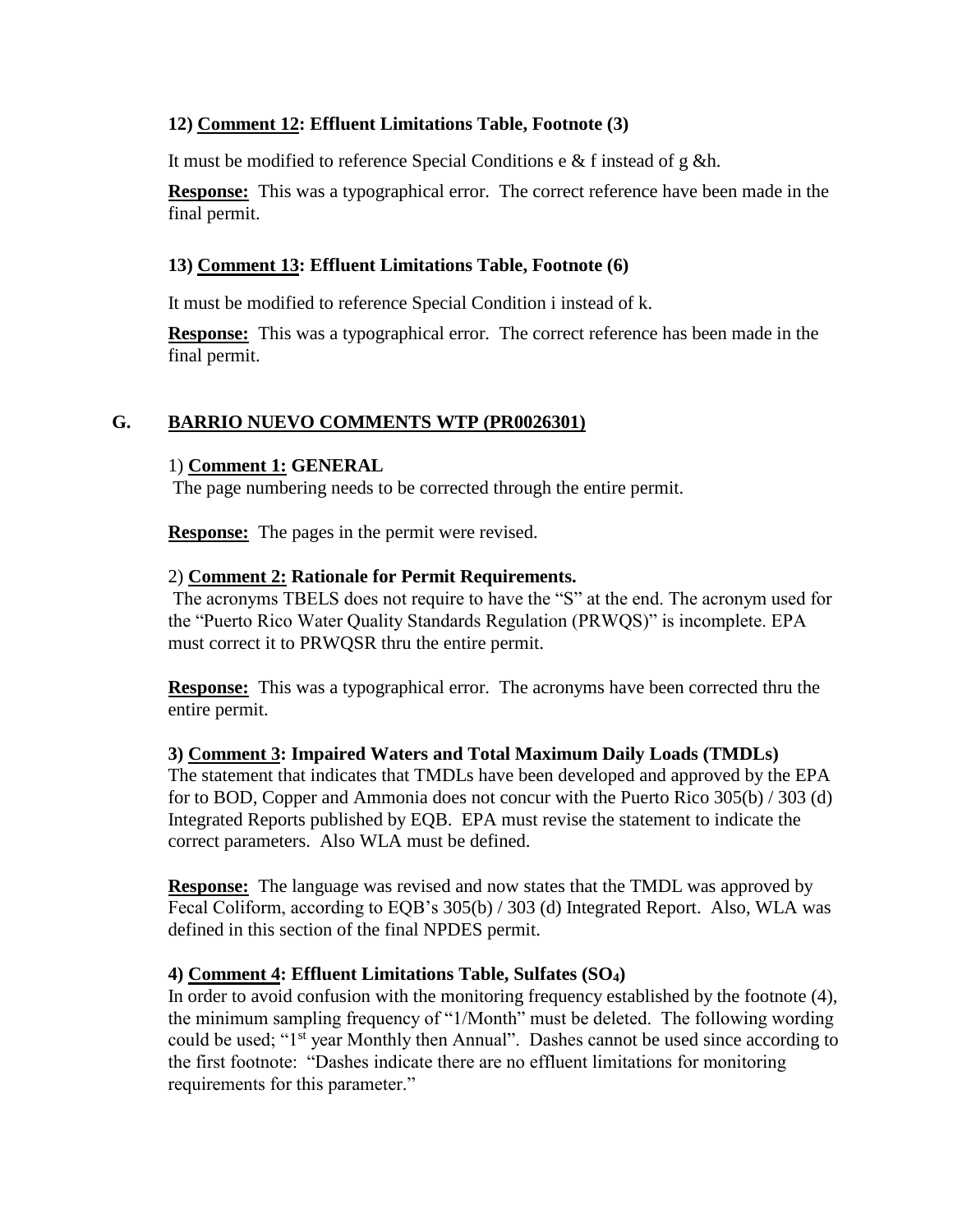#### 12) Comment 12: Effluent Limitations Table, Footnote (3)

It must be modified to reference Special Conditions e & f instead of g &h.

**Response:** This was a typographical error. The correct reference have been made in the final permit.

#### 13) Comment 13: Effluent Limitations Table, Footnote (6)

It must be modified to reference Special Condition i instead of k.

**Response:** This was a typographical error. The correct reference has been made in the final permit.

### G. BARRIO NUEVO COMMENTS WTP (PR0026301)

1) **Comment 1: GENERAL**

The page numbering needs to be corrected through the entire permit.

**Response:** The pages in the permit were revised.

2) **Comment 2: Rationale for Permit Requirements.**

The acronyms TBELS does not require to have the "S" at the end. The acronym used for the "Puerto Rico Water Quality Standards Regulation (PRWQS)" is incomplete. EPA must correct it to PRWQSR thru the entire permit.

**Response:** This was a typographical error. The acronyms have been corrected thru the entire permit.

**3) Comment 3: Impaired Waters and Total Maximum Daily Loads (TMDLs)**

The statement that indicates that TMDLs have been developed and approved by the EPA for to BOD, Copper and Ammonia does not concur with the Puerto Rico 305(b) / 303 (d) Integrated Reports published by EQB. EPA must revise the statement to indicate the correct parameters. Also WLA must be defined.

**Response:** The language was revised and now states that the TMDL was approved by Fecal Coliform, according to EQB's 305(b) / 303 (d) Integrated Report. Also, WLA was defined in this section of the final NPDES permit.

**4) Comment 4: Effluent Limitations Table, Sulfates ($SO_4$)**

In order to avoid confusion with the monitoring frequency established by the footnote (4), the minimum sampling frequency of "1/Month" must be deleted. The following wording could be used; "1st year Monthly then Annual". Dashes cannot be used since according to the first footnote: "Dashes indicate there are no effluent limitations for monitoring requirements for this parameter."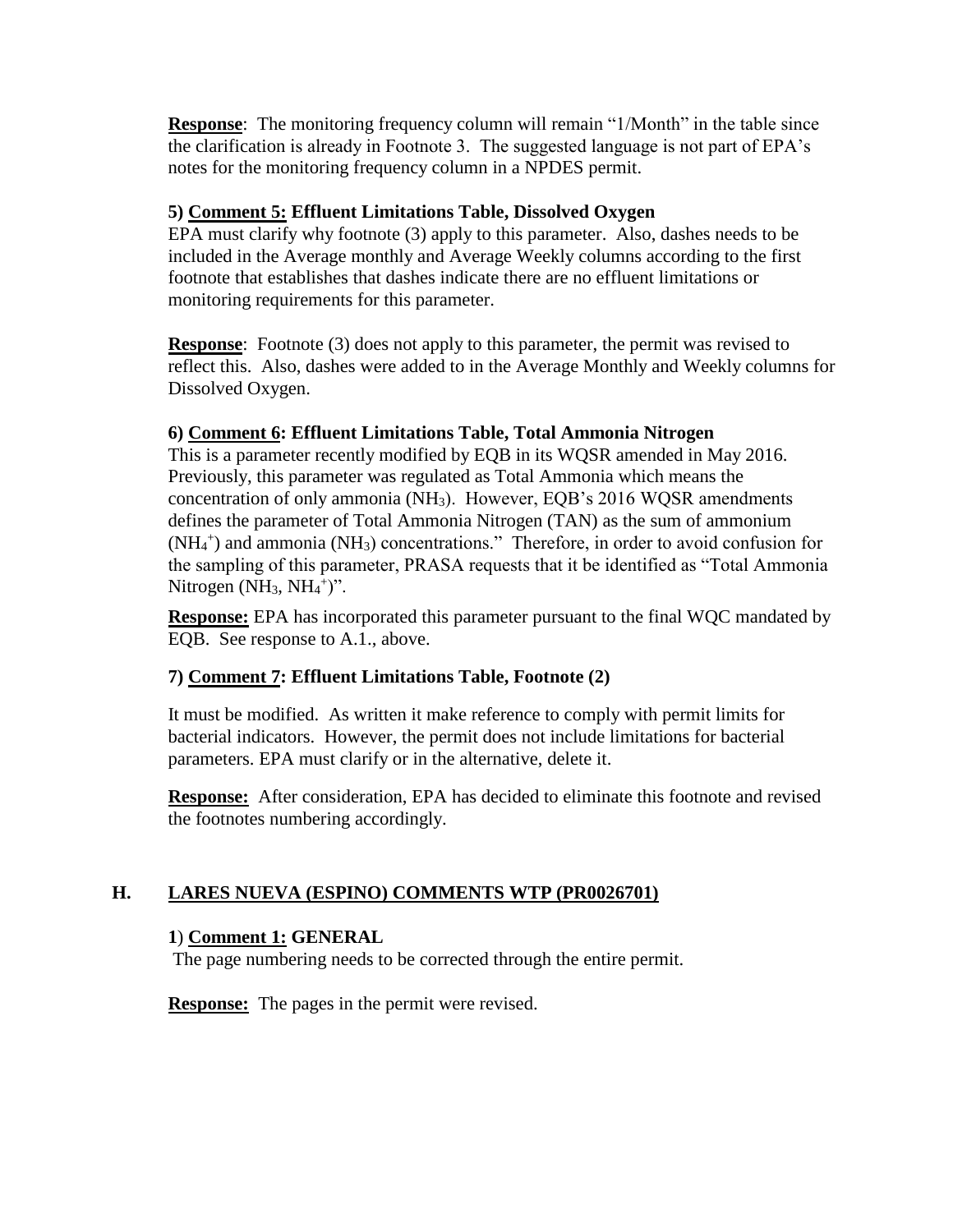**Response**: The monitoring frequency column will remain "1/Month" in the table since the clarification is already in Footnote 3. The suggested language is not part of EPA's notes for the monitoring frequency column in a NPDES permit.

**5) Comment 5: Effluent Limitations Table, Dissolved Oxygen**

EPA must clarify why footnote (3) apply to this parameter. Also, dashes needs to be included in the Average monthly and Average Weekly columns according to the first footnote that establishes that dashes indicate there are no effluent limitations or monitoring requirements for this parameter.

**Response**: Footnote (3) does not apply to this parameter, the permit was revised to reflect this. Also, dashes were added to in the Average Monthly and Weekly columns for Dissolved Oxygen.

**6) Comment 6: Effluent Limitations Table, Total Ammonia Nitrogen**

This is a parameter recently modified by EQB in its WQSR amended in May 2016. Previously, this parameter was regulated as Total Ammonia which means the concentration of only ammonia ($NH_3$). However, EQB's 2016 WQSR amendments defines the parameter of Total Ammonia Nitrogen (TAN) as the sum of ammonium ($NH_4^+$) and ammonia ($NH_3$) concentrations." Therefore, in order to avoid confusion for the sampling of this parameter, PRASA requests that it be identified as "Total Ammonia Nitrogen ($NH_3$, $NH_4^+$)".

**Response:** EPA has incorporated this parameter pursuant to the final WQC mandated by EQB. See response to A.1., above.

**7) Comment 7: Effluent Limitations Table, Footnote (2)**

It must be modified. As written it make reference to comply with permit limits for bacterial indicators. However, the permit does not include limitations for bacterial parameters. EPA must clarify or in the alternative, delete it.

**Response:** After consideration, EPA has decided to eliminate this footnote and revised the footnotes numbering accordingly.

## H. LARES NUEVA (ESPINO) COMMENTS WTP (PR0026701)

**1) Comment 1: GENERAL**

The page numbering needs to be corrected through the entire permit.

**Response:** The pages in the permit were revised.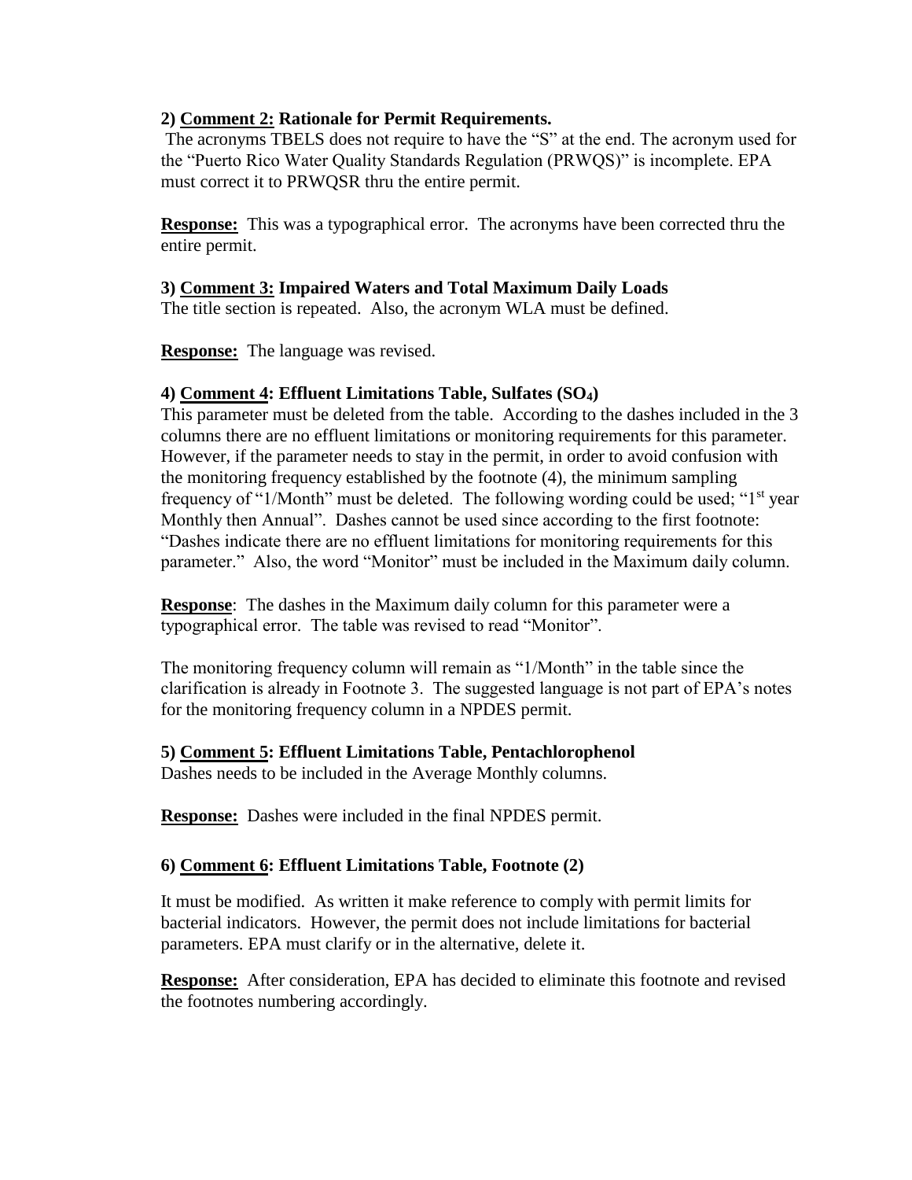**2) <u>Comment 2:</u> Rationale for Permit Requirements.**

The acronyms TBELS does not require to have the "S" at the end. The acronym used for the "Puerto Rico Water Quality Standards Regulation (PRWQS)" is incomplete. EPA must correct it to PRWQSR thru the entire permit.

**<u>Response:</u>** This was a typographical error. The acronyms have been corrected thru the entire permit.

**3) <u>Comment 3:</u> Impaired Waters and Total Maximum Daily Loads**

The title section is repeated. Also, the acronym WLA must be defined.

**<u>Response:</u>** The language was revised.

**4) <u>Comment 4</u>: Effluent Limitations Table, Sulfates ($SO_4$)**

This parameter must be deleted from the table. According to the dashes included in the 3 columns there are no effluent limitations or monitoring requirements for this parameter. However, if the parameter needs to stay in the permit, in order to avoid confusion with the monitoring frequency established by the footnote (4), the minimum sampling frequency of "1/Month" must be deleted. The following wording could be used; "1st year Monthly then Annual". Dashes cannot be used since according to the first footnote: "Dashes indicate there are no effluent limitations for monitoring requirements for this parameter." Also, the word "Monitor" must be included in the Maximum daily column.

**<u>Response</u>**: The dashes in the Maximum daily column for this parameter were a typographical error. The table was revised to read "Monitor".

The monitoring frequency column will remain as "1/Month" in the table since the clarification is already in Footnote 3. The suggested language is not part of EPA's notes for the monitoring frequency column in a NPDES permit.

**5) <u>Comment 5</u>: Effluent Limitations Table, Pentachlorophenol**

Dashes needs to be included in the Average Monthly columns.

**<u>Response:</u>** Dashes were included in the final NPDES permit.

**6) <u>Comment 6</u>: Effluent Limitations Table, Footnote (2)**

It must be modified. As written it make reference to comply with permit limits for bacterial indicators. However, the permit does not include limitations for bacterial parameters. EPA must clarify or in the alternative, delete it.

**<u>Response:</u>** After consideration, EPA has decided to eliminate this footnote and revised the footnotes numbering accordingly.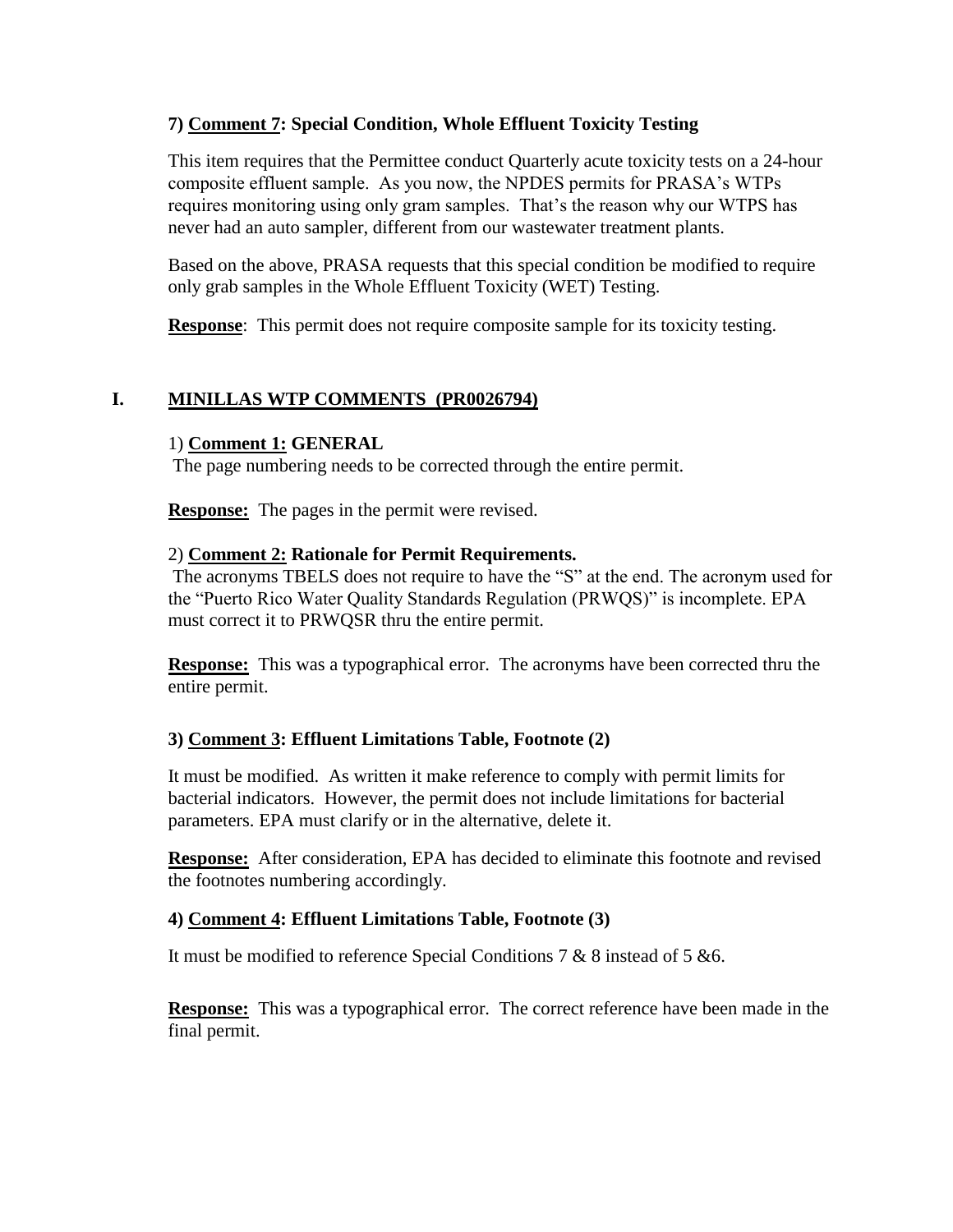**7) <u>Comment 7</u>: Special Condition, Whole Effluent Toxicity Testing**

This item requires that the Permittee conduct Quarterly acute toxicity tests on a 24-hour composite effluent sample. As you now, the NPDES permits for PRASA's WTPs requires monitoring using only gram samples. That's the reason why our WTPS has never had an auto sampler, different from our wastewater treatment plants.

Based on the above, PRASA requests that this special condition be modified to require only grab samples in the Whole Effluent Toxicity (WET) Testing.

**<u>Response</u>**: This permit does not require composite sample for its toxicity testing.

## I. <u>MINILLAS WTP COMMENTS (PR0026794)</u>

1) **<u>Comment 1:</u> GENERAL**
The page numbering needs to be corrected through the entire permit.

**<u>Response:</u>** The pages in the permit were revised.

2) **<u>Comment 2:</u> Rationale for Permit Requirements.**
The acronyms TBELS does not require to have the "S" at the end. The acronym used for the "Puerto Rico Water Quality Standards Regulation (PRWQS)" is incomplete. EPA must correct it to PRWQSR thru the entire permit.

**<u>Response:</u>** This was a typographical error. The acronyms have been corrected thru the entire permit.

**3) <u>Comment 3</u>: Effluent Limitations Table, Footnote (2)**

It must be modified. As written it make reference to comply with permit limits for bacterial indicators. However, the permit does not include limitations for bacterial parameters. EPA must clarify or in the alternative, delete it.

**<u>Response:</u>** After consideration, EPA has decided to eliminate this footnote and revised the footnotes numbering accordingly.

**4) <u>Comment 4</u>: Effluent Limitations Table, Footnote (3)**

It must be modified to reference Special Conditions 7 & 8 instead of 5 &6.

**<u>Response:</u>** This was a typographical error. The correct reference have been made in the final permit.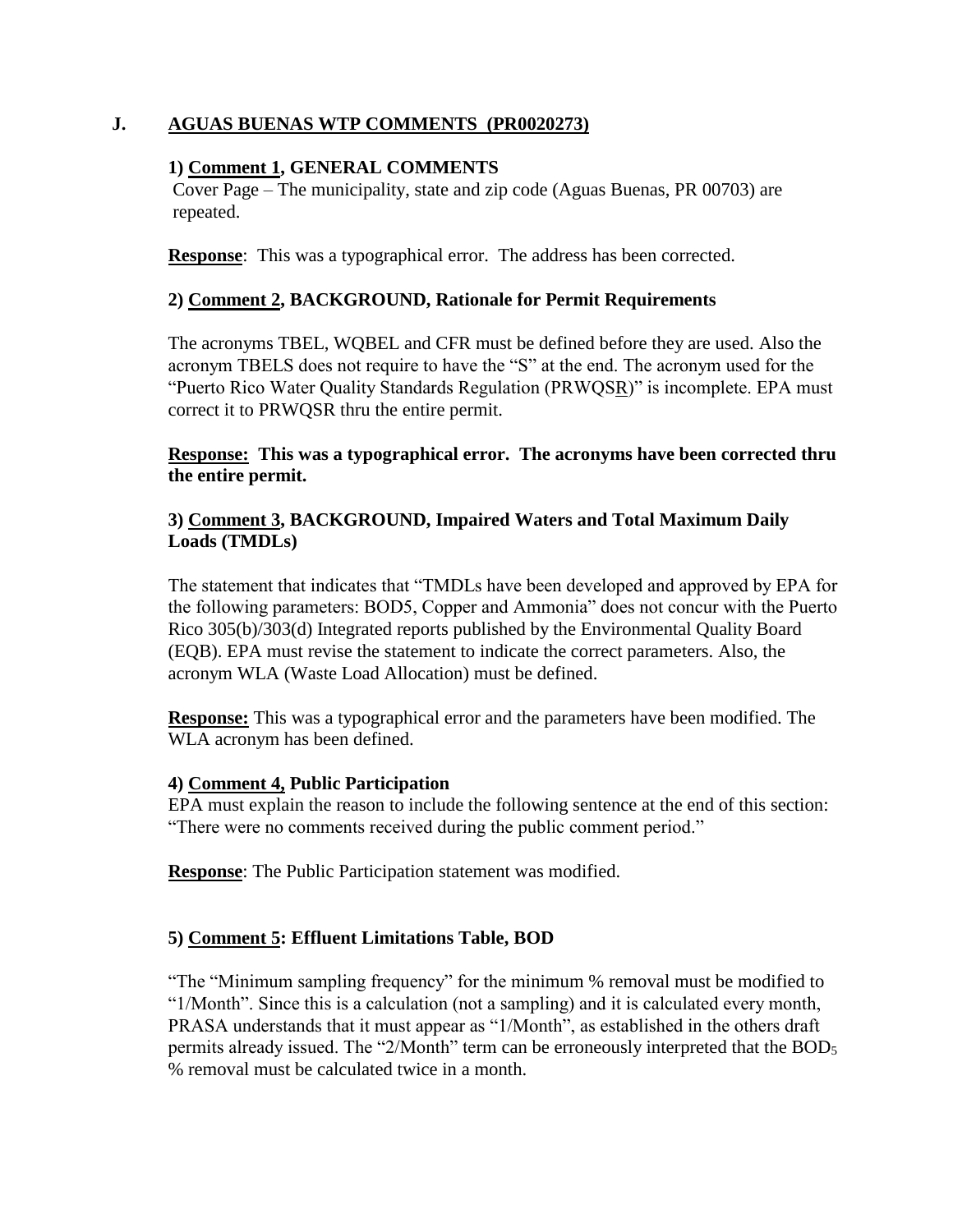## J. AGUAS BUENAS WTP COMMENTS (PR0020273)

**1) Comment 1, GENERAL COMMENTS**

Cover Page – The municipality, state and zip code (Aguas Buenas, PR 00703) are repeated.

**Response**: This was a typographical error. The address has been corrected.

**2) Comment 2, BACKGROUND, Rationale for Permit Requirements**

The acronyms TBEL, WQBEL and CFR must be defined before they are used. Also the acronym TBELS does not require to have the "S" at the end. The acronym used for the "Puerto Rico Water Quality Standards Regulation (PRWQSR)" is incomplete. EPA must correct it to PRWQSR thru the entire permit.

**Response: This was a typographical error. The acronyms have been corrected thru the entire permit.**

**3) Comment 3, BACKGROUND, Impaired Waters and Total Maximum Daily Loads (TMDLs)**

The statement that indicates that "TMDLs have been developed and approved by EPA for the following parameters: BOD5, Copper and Ammonia" does not concur with the Puerto Rico 305(b)/303(d) Integrated reports published by the Environmental Quality Board (EQB). EPA must revise the statement to indicate the correct parameters. Also, the acronym WLA (Waste Load Allocation) must be defined.

**Response:** This was a typographical error and the parameters have been modified. The WLA acronym has been defined.

**4) Comment 4, Public Participation**

EPA must explain the reason to include the following sentence at the end of this section: "There were no comments received during the public comment period."

**Response**: The Public Participation statement was modified.

**5) Comment 5: Effluent Limitations Table, BOD**

"The "Minimum sampling frequency" for the minimum % removal must be modified to "1/Month". Since this is a calculation (not a sampling) and it is calculated every month, PRASA understands that it must appear as "1/Month", as established in the others draft permits already issued. The "2/Month" term can be erroneously interpreted that the $BOD_5$ % removal must be calculated twice in a month.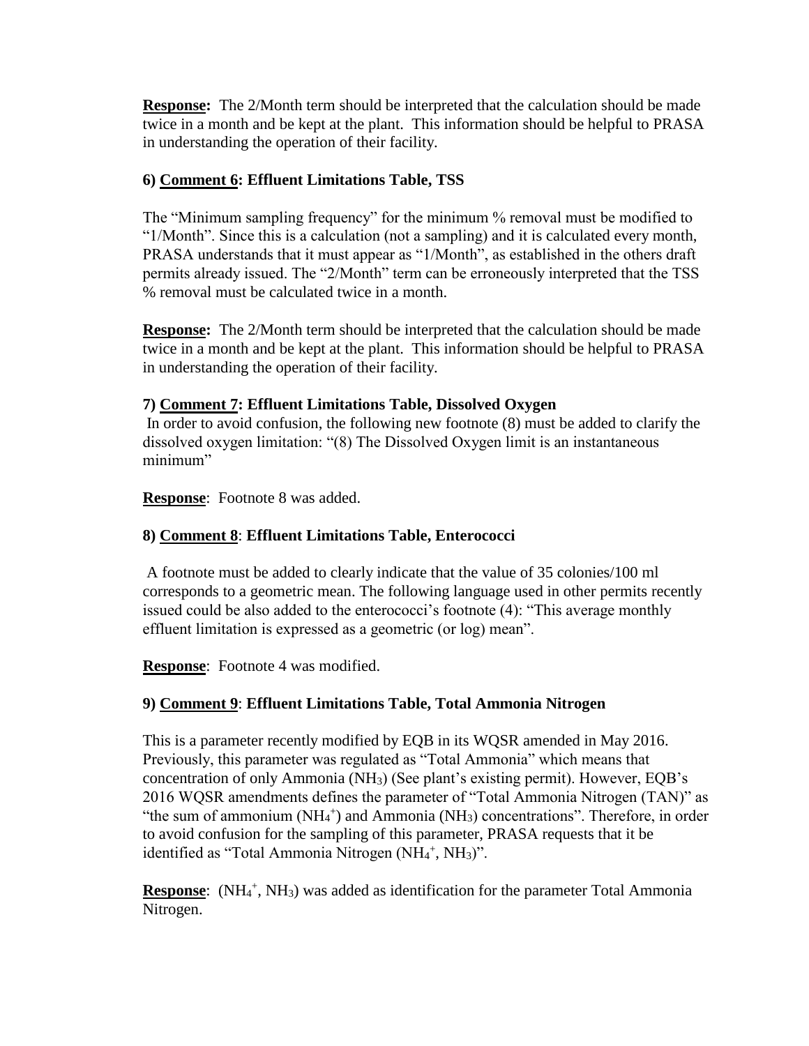**Response:** The 2/Month term should be interpreted that the calculation should be made twice in a month and be kept at the plant. This information should be helpful to PRASA in understanding the operation of their facility.

**6) Comment 6: Effluent Limitations Table, TSS**

The "Minimum sampling frequency" for the minimum % removal must be modified to "1/Month". Since this is a calculation (not a sampling) and it is calculated every month, PRASA understands that it must appear as "1/Month", as established in the others draft permits already issued. The "2/Month" term can be erroneously interpreted that the TSS % removal must be calculated twice in a month.

**Response:** The 2/Month term should be interpreted that the calculation should be made twice in a month and be kept at the plant. This information should be helpful to PRASA in understanding the operation of their facility.

**7) Comment 7: Effluent Limitations Table, Dissolved Oxygen**

In order to avoid confusion, the following new footnote (8) must be added to clarify the dissolved oxygen limitation: "(8) The Dissolved Oxygen limit is an instantaneous minimum"

**Response**: Footnote 8 was added.

**8) Comment 8**: **Effluent Limitations Table, Enterococci**

A footnote must be added to clearly indicate that the value of 35 colonies/100 ml corresponds to a geometric mean. The following language used in other permits recently issued could be also added to the enterococci's footnote (4): "This average monthly effluent limitation is expressed as a geometric (or log) mean".

**Response**: Footnote 4 was modified.

**9) Comment 9**: **Effluent Limitations Table, Total Ammonia Nitrogen**

This is a parameter recently modified by EQB in its WQSR amended in May 2016. Previously, this parameter was regulated as "Total Ammonia" which means that concentration of only Ammonia ($NH_3$) (See plant's existing permit). However, EQB's 2016 WQSR amendments defines the parameter of "Total Ammonia Nitrogen (TAN)" as "the sum of ammonium ($NH_4^+$) and Ammonia ($NH_3$) concentrations". Therefore, in order to avoid confusion for the sampling of this parameter, PRASA requests that it be identified as "Total Ammonia Nitrogen ($NH_4^+$, $NH_3$)".

**Response**: ($NH_4^+$, $NH_3$) was added as identification for the parameter Total Ammonia Nitrogen.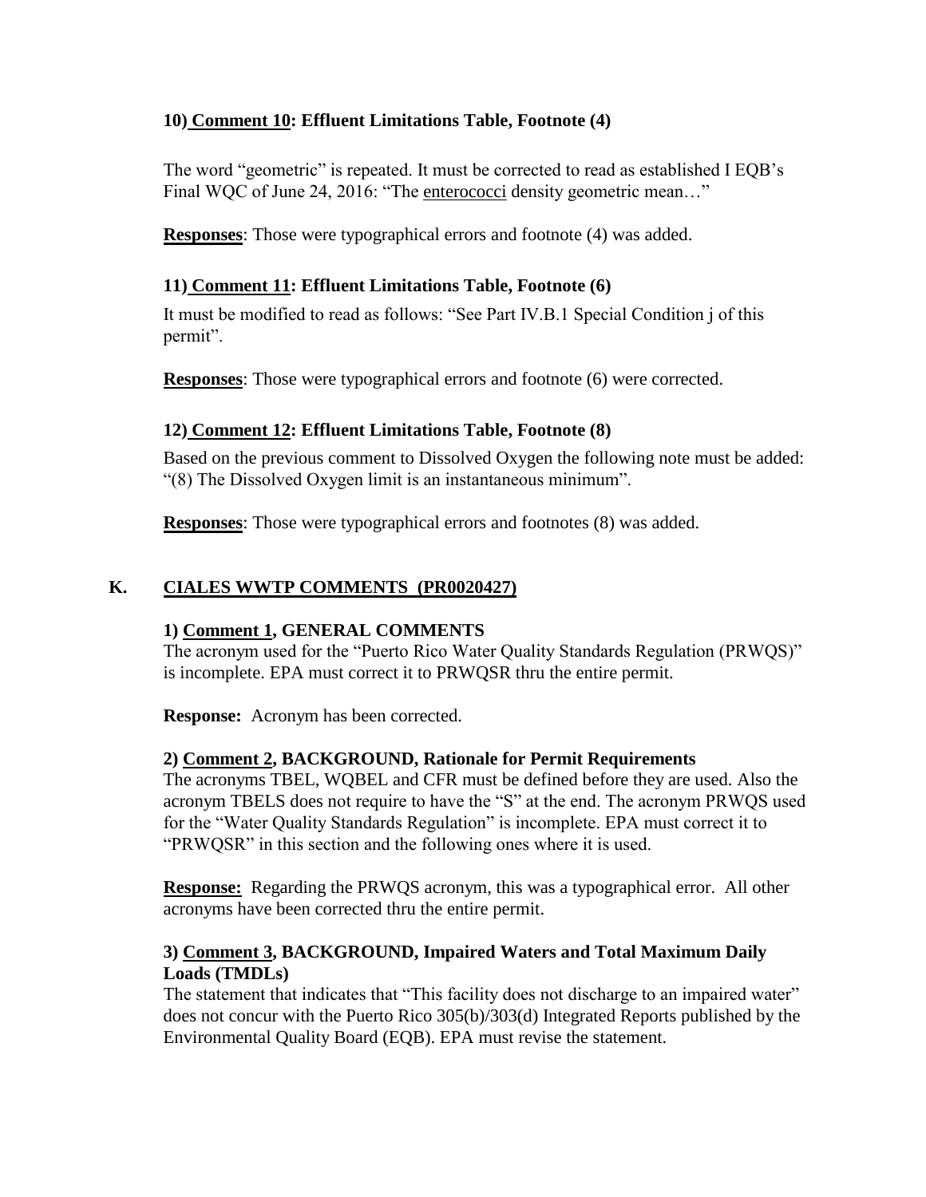### 10) Comment 10: Effluent Limitations Table, Footnote (4)

The word "geometric" is repeated. It must be corrected to read as established I EQB's Final WQC of June 24, 2016: "The enterococci density geometric mean…"

**Responses**: Those were typographical errors and footnote (4) was added.

### 11) Comment 11: Effluent Limitations Table, Footnote (6)

It must be modified to read as follows: "See Part IV.B.1 Special Condition j of this permit".

**Responses**: Those were typographical errors and footnote (6) were corrected.

### 12) Comment 12: Effluent Limitations Table, Footnote (8)

Based on the previous comment to Dissolved Oxygen the following note must be added: "(8) The Dissolved Oxygen limit is an instantaneous minimum".

**Responses**: Those were typographical errors and footnotes (8) was added.

## K. CIALES WWTP COMMENTS (PR0020427)

### 1) Comment 1, GENERAL COMMENTS

The acronym used for the "Puerto Rico Water Quality Standards Regulation (PRWQS)" is incomplete. EPA must correct it to PRWQSR thru the entire permit.

**Response:** Acronym has been corrected.

### 2) Comment 2, BACKGROUND, Rationale for Permit Requirements

The acronyms TBEL, WQBEL and CFR must be defined before they are used. Also the acronym TBELS does not require to have the "S" at the end. The acronym PRWQS used for the "Water Quality Standards Regulation" is incomplete. EPA must correct it to "PRWQSR" in this section and the following ones where it is used.

**Response:** Regarding the PRWQS acronym, this was a typographical error. All other acronyms have been corrected thru the entire permit.

### 3) Comment 3, BACKGROUND, Impaired Waters and Total Maximum Daily Loads (TMDLs)

The statement that indicates that "This facility does not discharge to an impaired water" does not concur with the Puerto Rico 305(b)/303(d) Integrated Reports published by the Environmental Quality Board (EQB). EPA must revise the statement.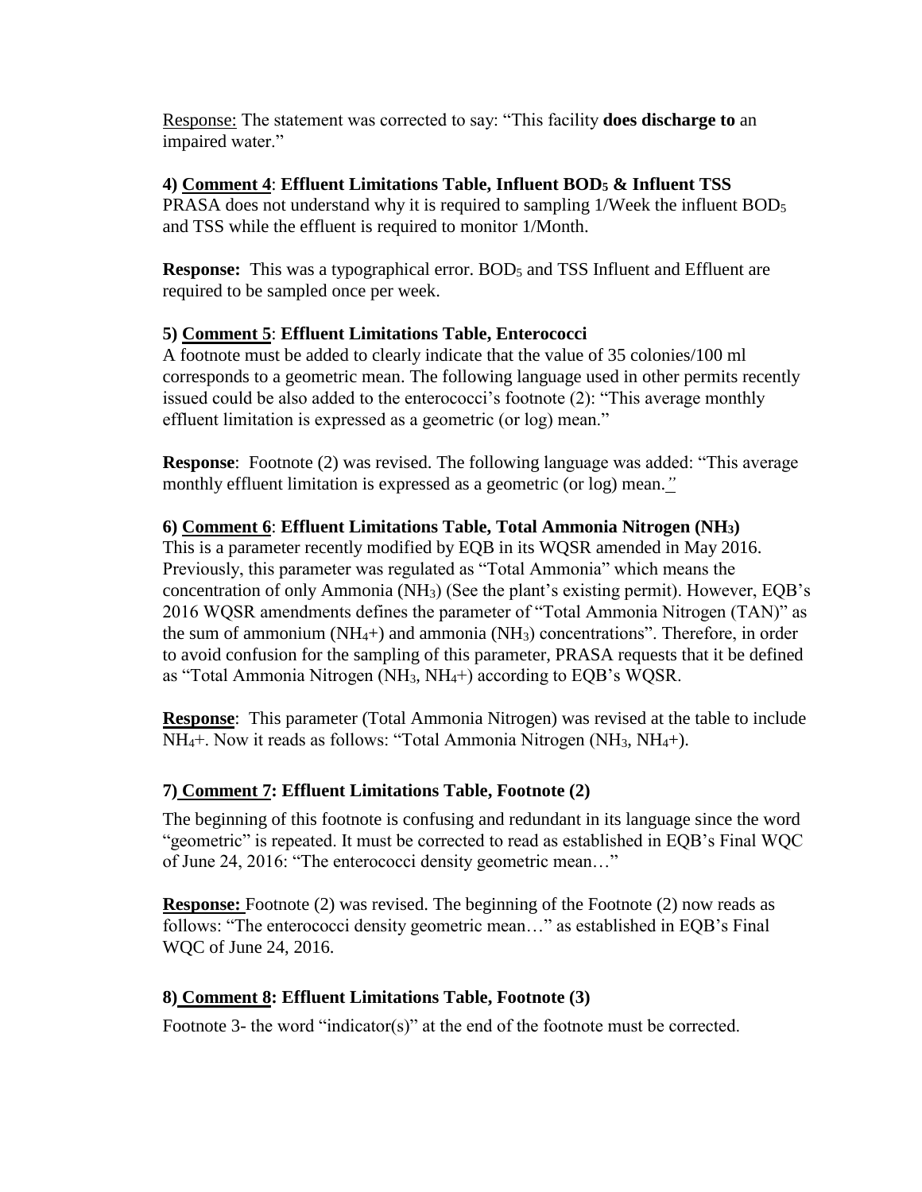Response: The statement was corrected to say: "This facility **does discharge to** an impaired water."

**4) Comment 4: Effluent Limitations Table, Influent $BOD_5$ & Influent TSS**

PRASA does not understand why it is required to sampling 1/Week the influent $BOD_5$ and TSS while the effluent is required to monitor 1/Month.

**Response:** This was a typographical error. $BOD_5$ and TSS Influent and Effluent are required to be sampled once per week.

**5) Comment 5: Effluent Limitations Table, Enterococci**

A footnote must be added to clearly indicate that the value of 35 colonies/100 ml corresponds to a geometric mean. The following language used in other permits recently issued could be also added to the enterococci's footnote (2): "This average monthly effluent limitation is expressed as a geometric (or log) mean."

**Response**: Footnote (2) was revised. The following language was added: "This average monthly effluent limitation is expressed as a geometric (or log) mean."

**6) Comment 6: Effluent Limitations Table, Total Ammonia Nitrogen ($NH_3$)**

This is a parameter recently modified by EQB in its WQSR amended in May 2016. Previously, this parameter was regulated as "Total Ammonia" which means the concentration of only Ammonia ($NH_3$) (See the plant's existing permit). However, EQB's 2016 WQSR amendments defines the parameter of "Total Ammonia Nitrogen (TAN)" as the sum of ammonium ($NH_4^+$) and ammonia ($NH_3$) concentrations". Therefore, in order to avoid confusion for the sampling of this parameter, PRASA requests that it be defined as "Total Ammonia Nitrogen ($NH_3$, $NH_4^+$) according to EQB's WQSR.

**Response**: This parameter (Total Ammonia Nitrogen) was revised at the table to include $NH_4^+$. Now it reads as follows: "Total Ammonia Nitrogen ($NH_3$, $NH_4^+$).

**7) Comment 7: Effluent Limitations Table, Footnote (2)**

The beginning of this footnote is confusing and redundant in its language since the word "geometric" is repeated. It must be corrected to read as established in EQB's Final WQC of June 24, 2016: "The enterococci density geometric mean…"

**Response:** Footnote (2) was revised. The beginning of the Footnote (2) now reads as follows: "The enterococci density geometric mean…" as established in EQB's Final WQC of June 24, 2016.

**8) Comment 8: Effluent Limitations Table, Footnote (3)**

Footnote 3- the word "indicator(s)" at the end of the footnote must be corrected.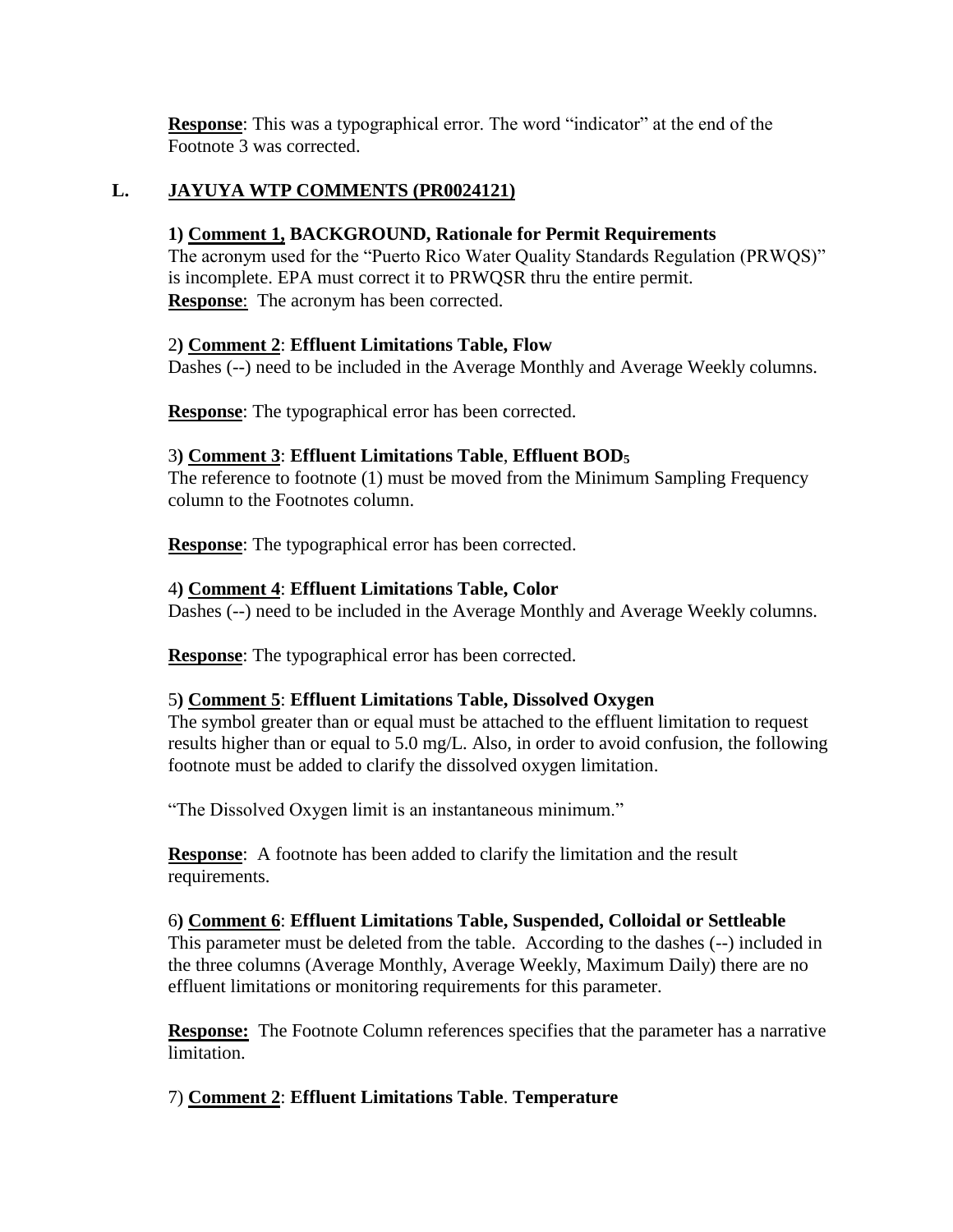**Response**: This was a typographical error. The word "indicator" at the end of the Footnote 3 was corrected.

## L. JAYUYA WTP COMMENTS (PR0024121)

**1) Comment 1, BACKGROUND, Rationale for Permit Requirements**
The acronym used for the "Puerto Rico Water Quality Standards Regulation (PRWQS)" is incomplete. EPA must correct it to PRWQSR thru the entire permit.
**Response**: The acronym has been corrected.

2**) Comment 2**: **Effluent Limitations Table, Flow**
Dashes (--) need to be included in the Average Monthly and Average Weekly columns.

**Response**: The typographical error has been corrected.

3**) Comment 3**: **Effluent Limitations Table**, **Effluent $BOD_5$**
The reference to footnote (1) must be moved from the Minimum Sampling Frequency column to the Footnotes column.

**Response**: The typographical error has been corrected.

4**) Comment 4**: **Effluent Limitations Table, Color**
Dashes (--) need to be included in the Average Monthly and Average Weekly columns.

**Response**: The typographical error has been corrected.

5**) Comment 5**: **Effluent Limitations Table, Dissolved Oxygen**
The symbol greater than or equal must be attached to the effluent limitation to request results higher than or equal to 5.0 mg/L. Also, in order to avoid confusion, the following footnote must be added to clarify the dissolved oxygen limitation.

"The Dissolved Oxygen limit is an instantaneous minimum."

**Response**: A footnote has been added to clarify the limitation and the result requirements.

6**) Comment 6**: **Effluent Limitations Table, Suspended, Colloidal or Settleable**
This parameter must be deleted from the table. According to the dashes (--) included in the three columns (Average Monthly, Average Weekly, Maximum Daily) there are no effluent limitations or monitoring requirements for this parameter.

**Response:** The Footnote Column references specifies that the parameter has a narrative limitation.

7) **Comment 2**: **Effluent Limitations Table**. **Temperature**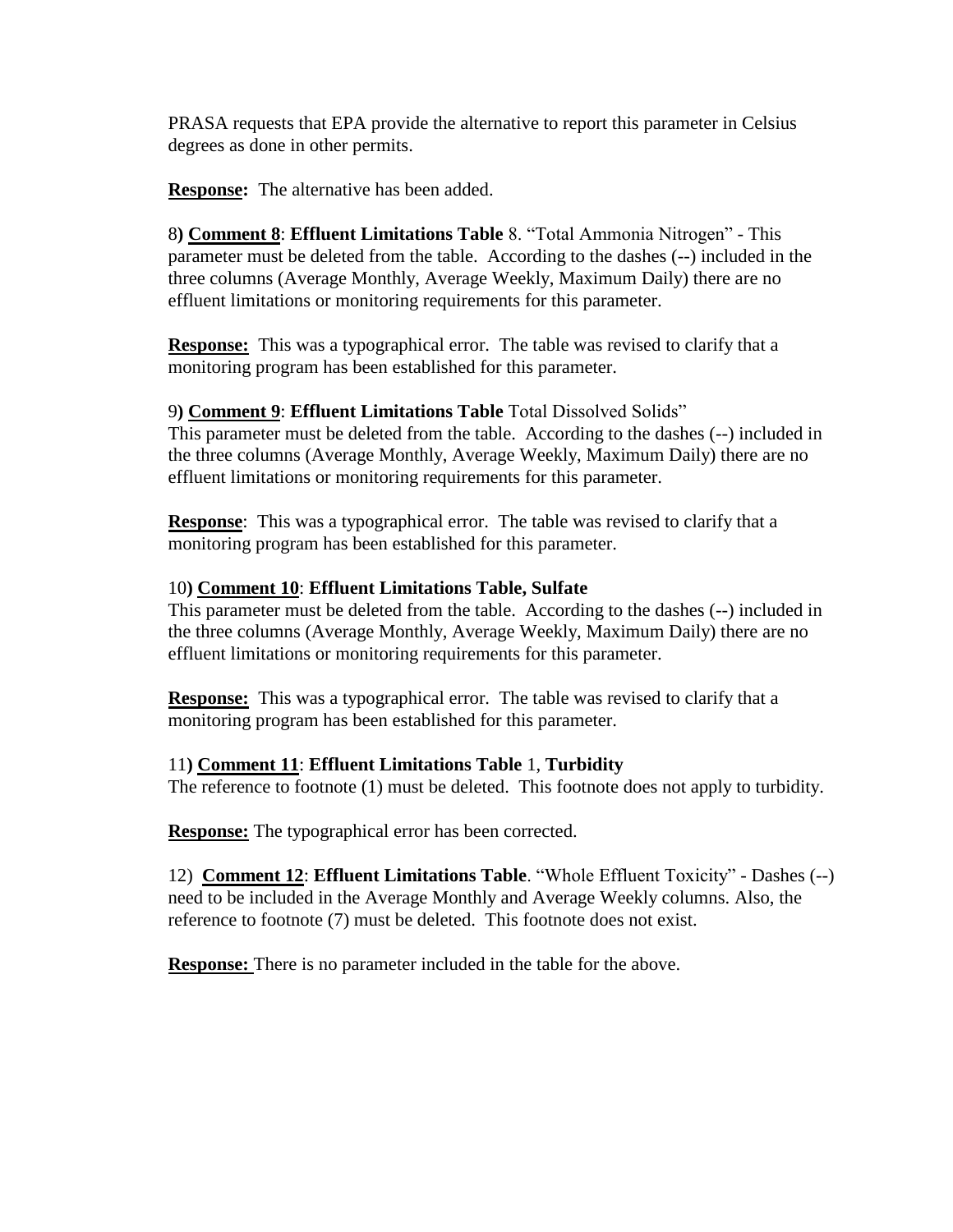PRASA requests that EPA provide the alternative to report this parameter in Celsius degrees as done in other permits.

**Response:** The alternative has been added.

8**) Comment 8**: **Effluent Limitations Table** 8. "Total Ammonia Nitrogen" - This parameter must be deleted from the table. According to the dashes (--) included in the three columns (Average Monthly, Average Weekly, Maximum Daily) there are no effluent limitations or monitoring requirements for this parameter.

**Response:** This was a typographical error. The table was revised to clarify that a monitoring program has been established for this parameter.

9**) Comment 9**: **Effluent Limitations Table** Total Dissolved Solids"
This parameter must be deleted from the table. According to the dashes (--) included in the three columns (Average Monthly, Average Weekly, Maximum Daily) there are no effluent limitations or monitoring requirements for this parameter.

**Response**: This was a typographical error. The table was revised to clarify that a monitoring program has been established for this parameter.

10**) Comment 10**: **Effluent Limitations Table, Sulfate**
This parameter must be deleted from the table. According to the dashes (--) included in the three columns (Average Monthly, Average Weekly, Maximum Daily) there are no effluent limitations or monitoring requirements for this parameter.

**Response:** This was a typographical error. The table was revised to clarify that a monitoring program has been established for this parameter.

11**) Comment 11**: **Effluent Limitations Table** 1, **Turbidity**
The reference to footnote (1) must be deleted. This footnote does not apply to turbidity.

**Response:** The typographical error has been corrected.

12) **Comment 12**: **Effluent Limitations Table**. "Whole Effluent Toxicity" - Dashes (--) need to be included in the Average Monthly and Average Weekly columns. Also, the reference to footnote (7) must be deleted. This footnote does not exist.

**Response:** There is no parameter included in the table for the above.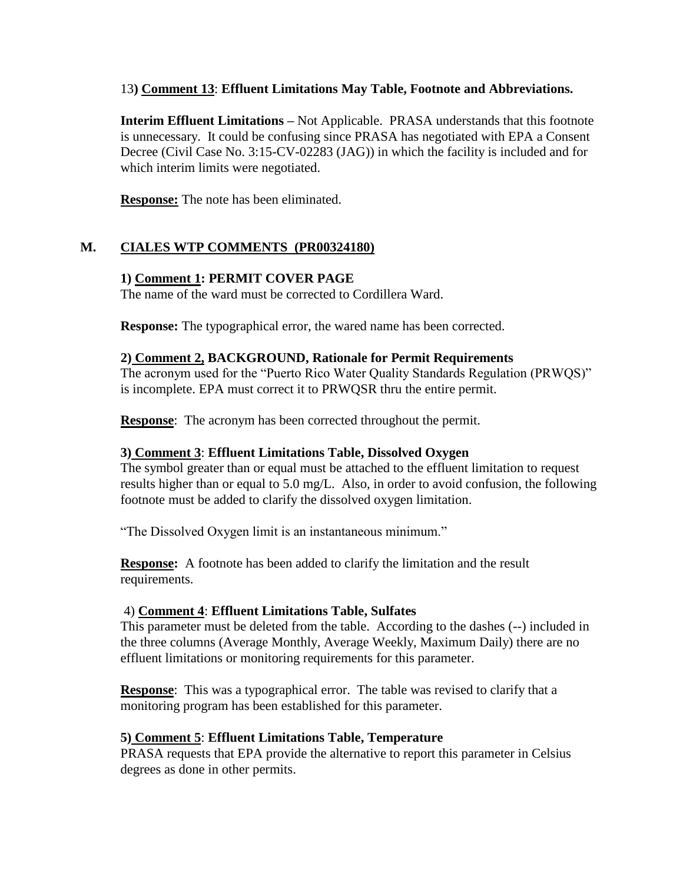13) **Comment 13**: **Effluent Limitations May Table, Footnote and Abbreviations.**

**Interim Effluent Limitations –** Not Applicable. PRASA understands that this footnote is unnecessary. It could be confusing since PRASA has negotiated with EPA a Consent Decree (Civil Case No. 3:15-CV-02283 (JAG)) in which the facility is included and for which interim limits were negotiated.

**Response:** The note has been eliminated.

## M. CIALES WTP COMMENTS (PR00324180)

**1) Comment 1: PERMIT COVER PAGE**
The name of the ward must be corrected to Cordillera Ward.

**Response:** The typographical error, the wared name has been corrected.

**2) Comment 2, BACKGROUND, Rationale for Permit Requirements**
The acronym used for the "Puerto Rico Water Quality Standards Regulation (PRWQS)" is incomplete. EPA must correct it to PRWQSR thru the entire permit.

**Response**: The acronym has been corrected throughout the permit.

**3) Comment 3**: **Effluent Limitations Table, Dissolved Oxygen**
The symbol greater than or equal must be attached to the effluent limitation to request results higher than or equal to 5.0 mg/L. Also, in order to avoid confusion, the following footnote must be added to clarify the dissolved oxygen limitation.

"The Dissolved Oxygen limit is an instantaneous minimum."

**Response:** A footnote has been added to clarify the limitation and the result requirements.

4) **Comment 4**: **Effluent Limitations Table, Sulfates**
This parameter must be deleted from the table. According to the dashes (--) included in the three columns (Average Monthly, Average Weekly, Maximum Daily) there are no effluent limitations or monitoring requirements for this parameter.

**Response**: This was a typographical error. The table was revised to clarify that a monitoring program has been established for this parameter.

**5) Comment 5**: **Effluent Limitations Table, Temperature**
PRASA requests that EPA provide the alternative to report this parameter in Celsius degrees as done in other permits.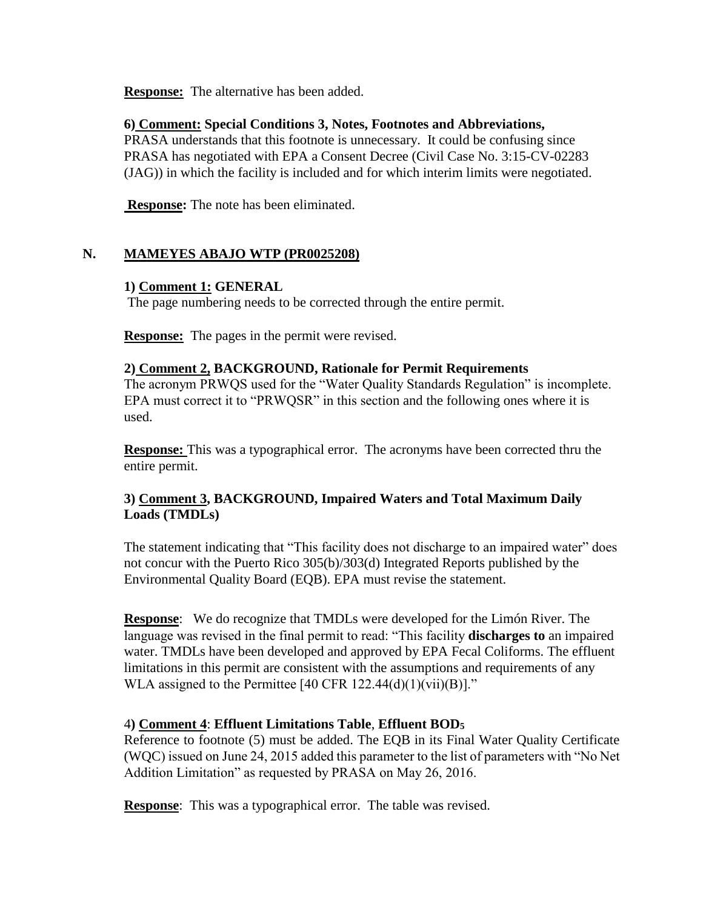**Response:** The alternative has been added.

**6) Comment: Special Conditions 3, Notes, Footnotes and Abbreviations,**
PRASA understands that this footnote is unnecessary. It could be confusing since PRASA has negotiated with EPA a Consent Decree (Civil Case No. 3:15-CV-02283 (JAG)) in which the facility is included and for which interim limits were negotiated.

**Response:** The note has been eliminated.

## N. MAMEYES ABAJO WTP (PR0025208)

**1) Comment 1: GENERAL**
The page numbering needs to be corrected through the entire permit.

**Response:** The pages in the permit were revised.

**2) Comment 2, BACKGROUND, Rationale for Permit Requirements**
The acronym PRWQS used for the "Water Quality Standards Regulation" is incomplete. EPA must correct it to "PRWQSR" in this section and the following ones where it is used.

**Response:** This was a typographical error. The acronyms have been corrected thru the entire permit.

**3) Comment 3, BACKGROUND, Impaired Waters and Total Maximum Daily Loads (TMDLs)**

The statement indicating that "This facility does not discharge to an impaired water" does not concur with the Puerto Rico 305(b)/303(d) Integrated Reports published by the Environmental Quality Board (EQB). EPA must revise the statement.

**Response**: We do recognize that TMDLs were developed for the Limón River. The language was revised in the final permit to read: "This facility **discharges to** an impaired water. TMDLs have been developed and approved by EPA Fecal Coliforms. The effluent limitations in this permit are consistent with the assumptions and requirements of any WLA assigned to the Permittee [40 CFR 122.44(d)(1)(vii)(B)]."

**4) Comment 4**: **Effluent Limitations Table**, **Effluent $BOD_5$**
Reference to footnote (5) must be added. The EQB in its Final Water Quality Certificate (WQC) issued on June 24, 2015 added this parameter to the list of parameters with "No Net Addition Limitation" as requested by PRASA on May 26, 2016.

**Response**: This was a typographical error. The table was revised.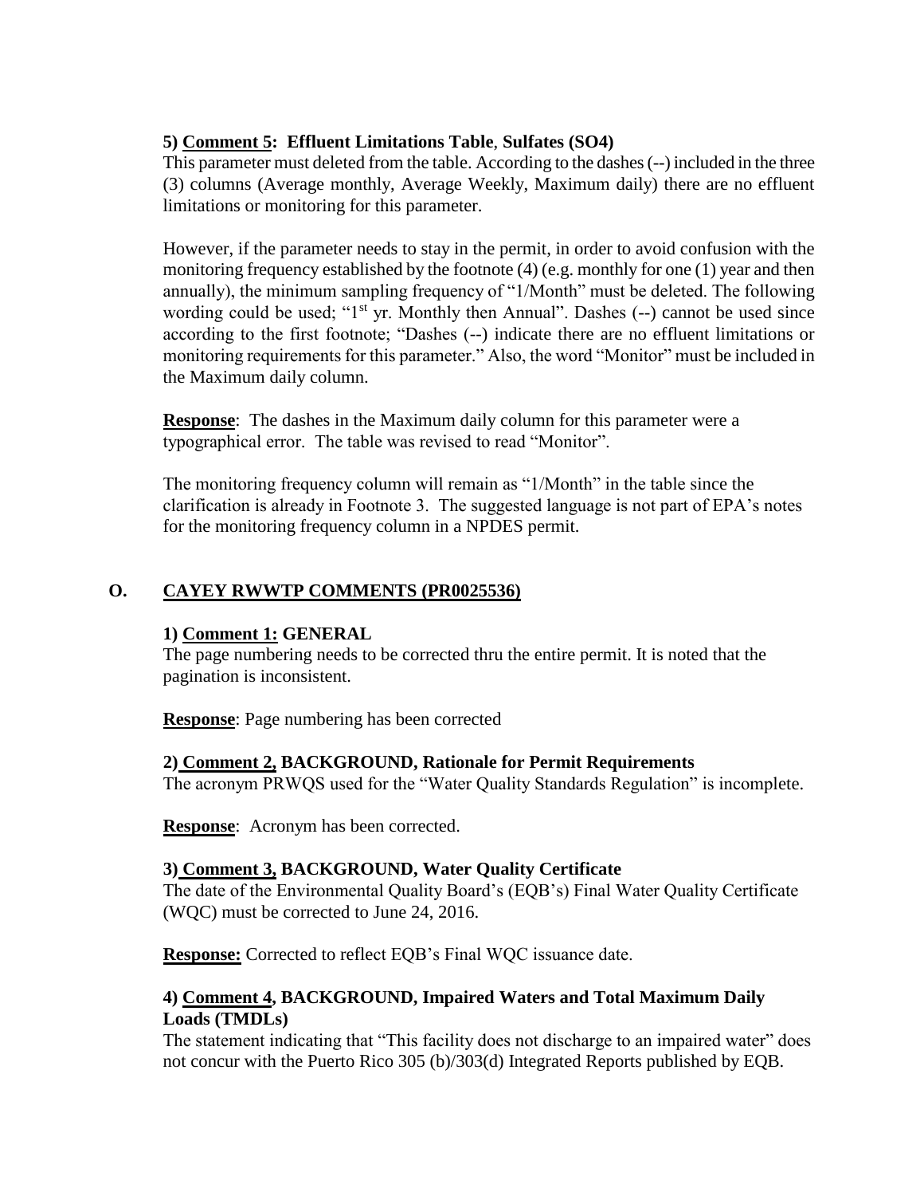**5) Comment 5: Effluent Limitations Table, Sulfates (SO4)**

This parameter must deleted from the table. According to the dashes (--) included in the three (3) columns (Average monthly, Average Weekly, Maximum daily) there are no effluent limitations or monitoring for this parameter.

However, if the parameter needs to stay in the permit, in order to avoid confusion with the monitoring frequency established by the footnote (4) (e.g. monthly for one (1) year and then annually), the minimum sampling frequency of "1/Month" must be deleted. The following wording could be used; "1st yr. Monthly then Annual". Dashes (--) cannot be used since according to the first footnote; "Dashes (--) indicate there are no effluent limitations or monitoring requirements for this parameter." Also, the word "Monitor" must be included in the Maximum daily column.

**Response**: The dashes in the Maximum daily column for this parameter were a typographical error. The table was revised to read "Monitor".

The monitoring frequency column will remain as "1/Month" in the table since the clarification is already in Footnote 3. The suggested language is not part of EPA's notes for the monitoring frequency column in a NPDES permit.

## O. CAYEY RWWTP COMMENTS (PR0025536)

**1) Comment 1: GENERAL**

The page numbering needs to be corrected thru the entire permit. It is noted that the pagination is inconsistent.

**Response**: Page numbering has been corrected

**2) Comment 2, BACKGROUND, Rationale for Permit Requirements**

The acronym PRWQS used for the "Water Quality Standards Regulation" is incomplete.

**Response**: Acronym has been corrected.

**3) Comment 3, BACKGROUND, Water Quality Certificate**

The date of the Environmental Quality Board's (EQB's) Final Water Quality Certificate (WQC) must be corrected to June 24, 2016.

**Response:** Corrected to reflect EQB's Final WQC issuance date.

**4) Comment 4, BACKGROUND, Impaired Waters and Total Maximum Daily Loads (TMDLs)**

The statement indicating that "This facility does not discharge to an impaired water" does not concur with the Puerto Rico 305 (b)/303(d) Integrated Reports published by EQB.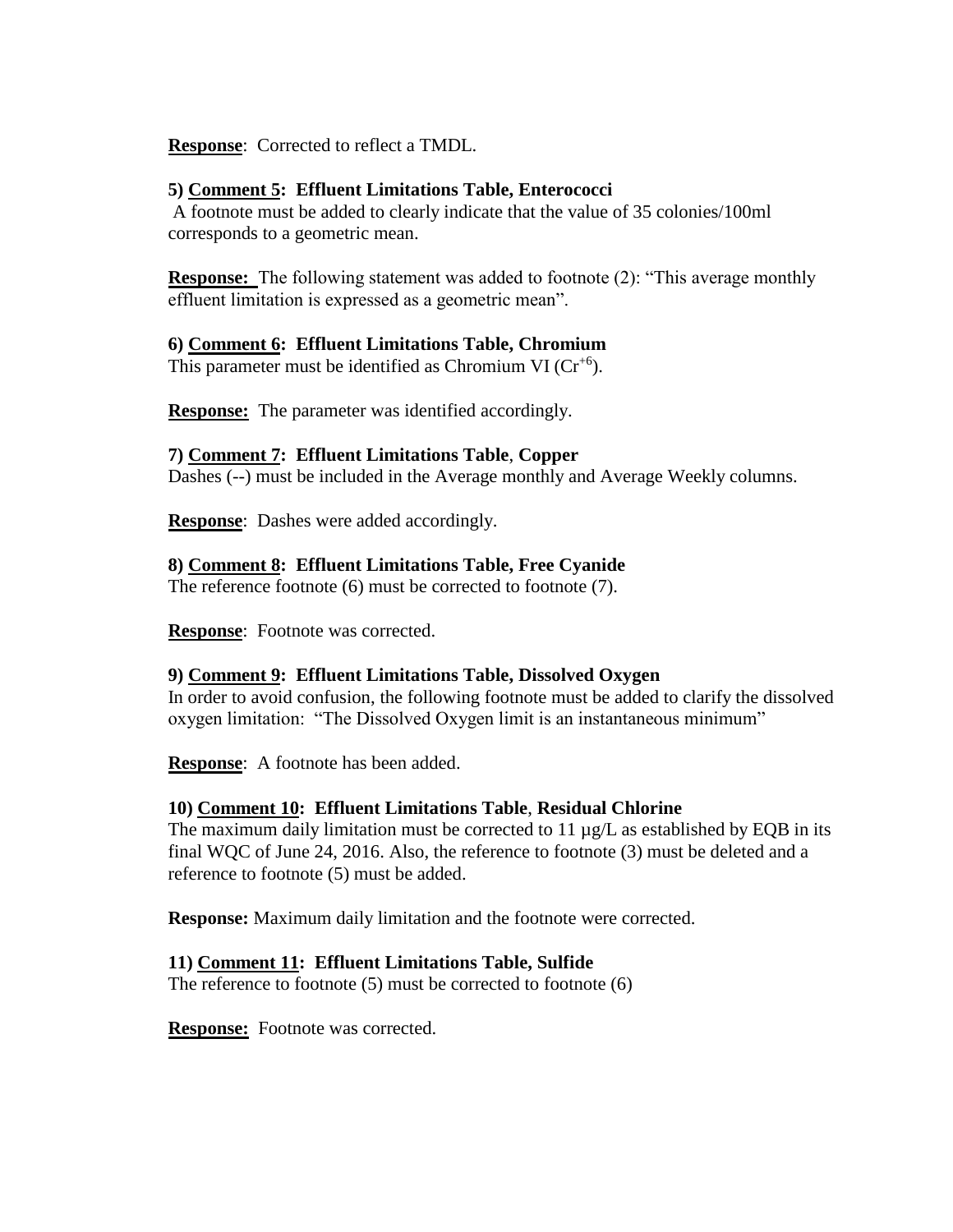**Response**: Corrected to reflect a TMDL.

**5) Comment 5: Effluent Limitations Table, Enterococci**

A footnote must be added to clearly indicate that the value of 35 colonies/100ml corresponds to a geometric mean.

**Response:** The following statement was added to footnote (2): "This average monthly effluent limitation is expressed as a geometric mean".

**6) Comment 6: Effluent Limitations Table, Chromium**

This parameter must be identified as Chromium VI ($Cr^{+6}$).

**Response:** The parameter was identified accordingly.

**7) Comment 7: Effluent Limitations Table, Copper**

Dashes (--) must be included in the Average monthly and Average Weekly columns.

**Response**: Dashes were added accordingly.

**8) Comment 8: Effluent Limitations Table, Free Cyanide**

The reference footnote (6) must be corrected to footnote (7).

**Response**: Footnote was corrected.

**9) Comment 9: Effluent Limitations Table, Dissolved Oxygen**

In order to avoid confusion, the following footnote must be added to clarify the dissolved oxygen limitation: "The Dissolved Oxygen limit is an instantaneous minimum"

**Response**: A footnote has been added.

**10) Comment 10: Effluent Limitations Table, Residual Chlorine**

The maximum daily limitation must be corrected to 11 µg/L as established by EQB in its final WQC of June 24, 2016. Also, the reference to footnote (3) must be deleted and a reference to footnote (5) must be added.

**Response:** Maximum daily limitation and the footnote were corrected.

**11) Comment 11: Effluent Limitations Table, Sulfide**

The reference to footnote (5) must be corrected to footnote (6)

**Response:** Footnote was corrected.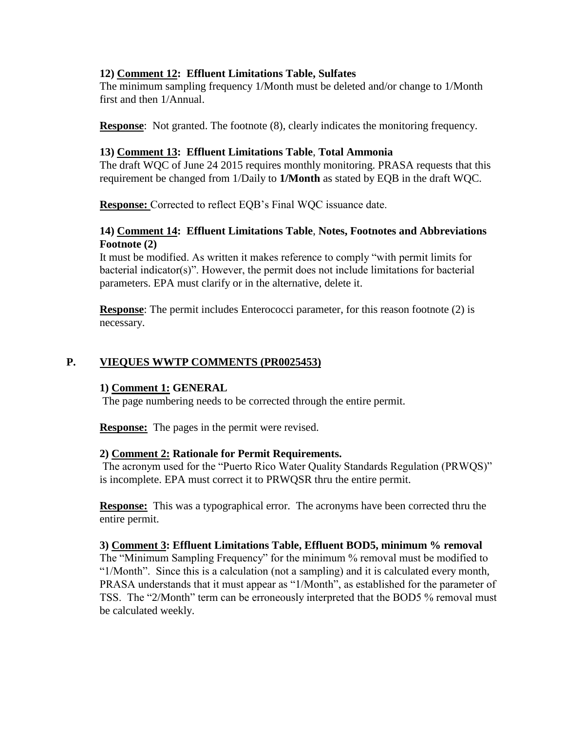**12) <u>Comment 12</u>: Effluent Limitations Table, Sulfates**
The minimum sampling frequency 1/Month must be deleted and/or change to 1/Month first and then 1/Annual.

**<u>Response</u>**: Not granted. The footnote (8), clearly indicates the monitoring frequency.

**13) <u>Comment 13</u>: Effluent Limitations Table**, **Total Ammonia**
The draft WQC of June 24 2015 requires monthly monitoring. PRASA requests that this requirement be changed from 1/Daily to **1/Month** as stated by EQB in the draft WQC.

**<u>Response:</u>** Corrected to reflect EQB's Final WQC issuance date.

**14) <u>Comment 14</u>: Effluent Limitations Table**, **Notes, Footnotes and Abbreviations Footnote (2)**
It must be modified. As written it makes reference to comply "with permit limits for bacterial indicator(s)". However, the permit does not include limitations for bacterial parameters. EPA must clarify or in the alternative, delete it.

**<u>Response</u>**: The permit includes Enterococci parameter, for this reason footnote (2) is necessary.

## P. <u>VIEQUES WWTP COMMENTS (PR0025453)</u>

**1) <u>Comment 1:</u> GENERAL**
The page numbering needs to be corrected through the entire permit.

**<u>Response:</u>** The pages in the permit were revised.

**2) <u>Comment 2:</u> Rationale for Permit Requirements.**
The acronym used for the "Puerto Rico Water Quality Standards Regulation (PRWQS)" is incomplete. EPA must correct it to PRWQSR thru the entire permit.

**<u>Response:</u>** This was a typographical error. The acronyms have been corrected thru the entire permit.

**3) <u>Comment 3</u>: Effluent Limitations Table, Effluent BOD5, minimum % removal**
The "Minimum Sampling Frequency" for the minimum % removal must be modified to "1/Month". Since this is a calculation (not a sampling) and it is calculated every month, PRASA understands that it must appear as "1/Month", as established for the parameter of TSS. The "2/Month" term can be erroneously interpreted that the BOD5 % removal must be calculated weekly.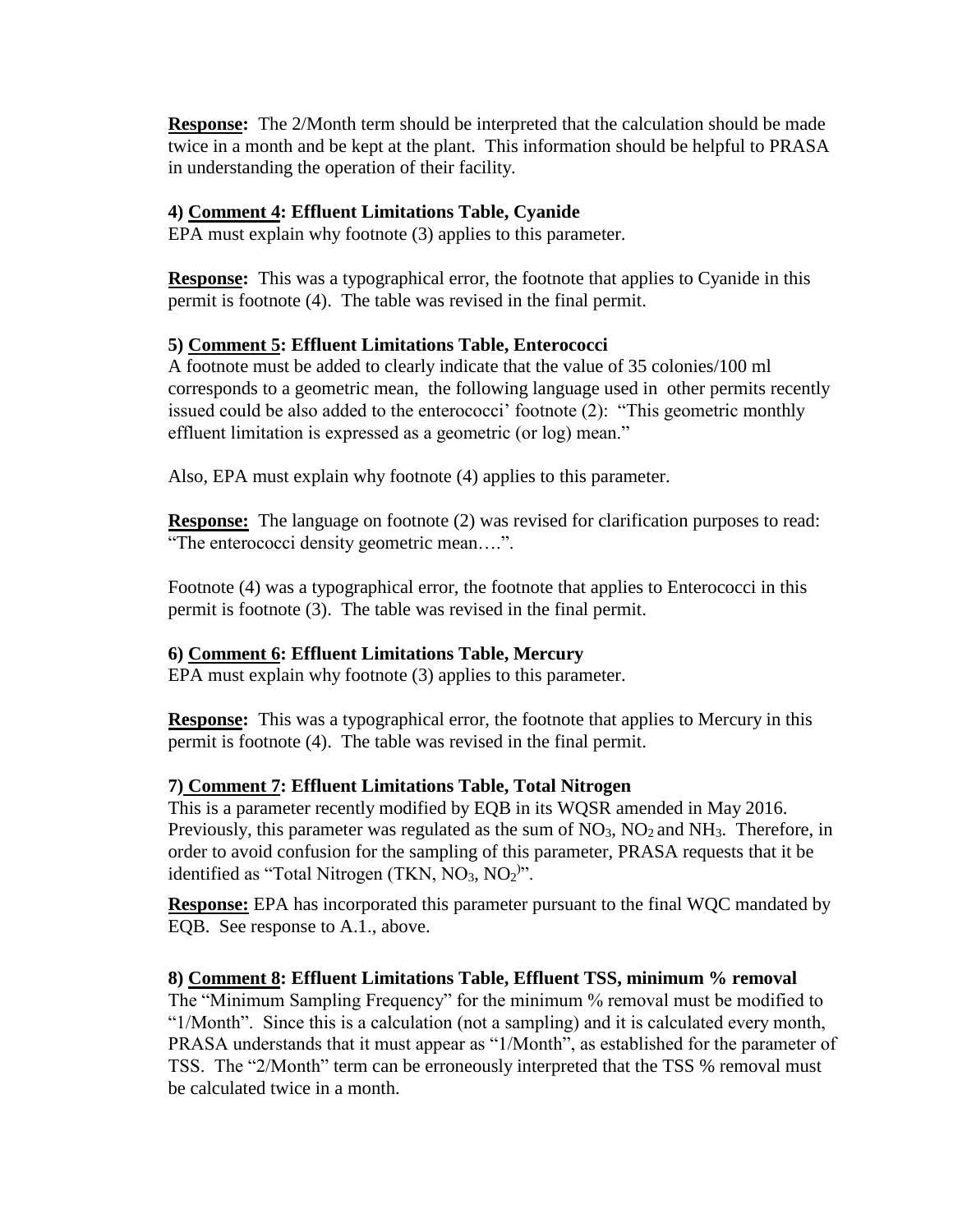**Response:** The 2/Month term should be interpreted that the calculation should be made twice in a month and be kept at the plant. This information should be helpful to PRASA in understanding the operation of their facility.

**4) Comment 4: Effluent Limitations Table, Cyanide**

EPA must explain why footnote (3) applies to this parameter.

**Response:** This was a typographical error, the footnote that applies to Cyanide in this permit is footnote (4). The table was revised in the final permit.

**5) Comment 5: Effluent Limitations Table, Enterococci**

A footnote must be added to clearly indicate that the value of 35 colonies/100 ml corresponds to a geometric mean, the following language used in other permits recently issued could be also added to the enterococci' footnote (2): "This geometric monthly effluent limitation is expressed as a geometric (or log) mean."

Also, EPA must explain why footnote (4) applies to this parameter.

**Response:** The language on footnote (2) was revised for clarification purposes to read: "The enterococci density geometric mean….".

Footnote (4) was a typographical error, the footnote that applies to Enterococci in this permit is footnote (3). The table was revised in the final permit.

**6) Comment 6: Effluent Limitations Table, Mercury**

EPA must explain why footnote (3) applies to this parameter.

**Response:** This was a typographical error, the footnote that applies to Mercury in this permit is footnote (4). The table was revised in the final permit.

**7) Comment 7: Effluent Limitations Table, Total Nitrogen**

This is a parameter recently modified by EQB in its WQSR amended in May 2016. Previously, this parameter was regulated as the sum of $NO_3$, $NO_2$ and $NH_3$. Therefore, in order to avoid confusion for the sampling of this parameter, PRASA requests that it be identified as "Total Nitrogen (TKN, $NO_3$, $NO_2$)".

**Response:** EPA has incorporated this parameter pursuant to the final WQC mandated by EQB. See response to A.1., above.

**8) Comment 8: Effluent Limitations Table, Effluent TSS, minimum % removal**

The "Minimum Sampling Frequency" for the minimum % removal must be modified to "1/Month". Since this is a calculation (not a sampling) and it is calculated every month, PRASA understands that it must appear as "1/Month", as established for the parameter of TSS. The "2/Month" term can be erroneously interpreted that the TSS % removal must be calculated twice in a month.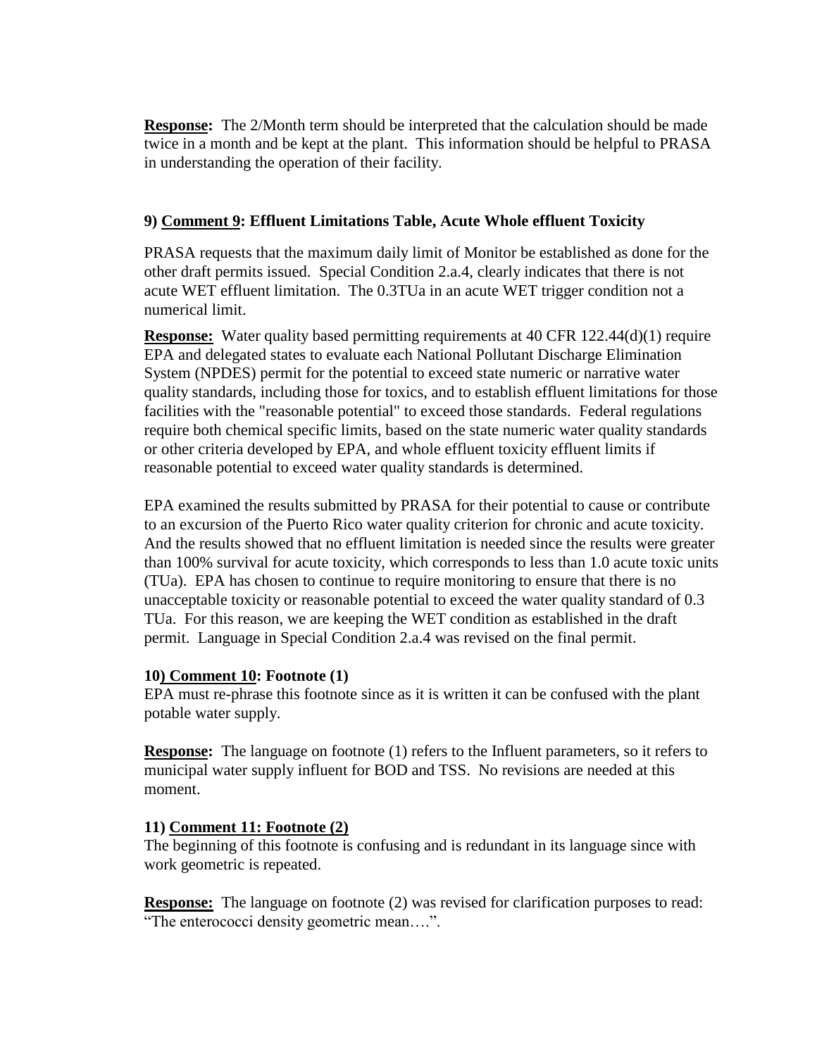**Response:** The 2/Month term should be interpreted that the calculation should be made twice in a month and be kept at the plant. This information should be helpful to PRASA in understanding the operation of their facility.

**9) Comment 9: Effluent Limitations Table, Acute Whole effluent Toxicity**

PRASA requests that the maximum daily limit of Monitor be established as done for the other draft permits issued. Special Condition 2.a.4, clearly indicates that there is not acute WET effluent limitation. The 0.3TUa in an acute WET trigger condition not a numerical limit.

**Response:** Water quality based permitting requirements at 40 CFR 122.44(d)(1) require EPA and delegated states to evaluate each National Pollutant Discharge Elimination System (NPDES) permit for the potential to exceed state numeric or narrative water quality standards, including those for toxics, and to establish effluent limitations for those facilities with the "reasonable potential" to exceed those standards. Federal regulations require both chemical specific limits, based on the state numeric water quality standards or other criteria developed by EPA, and whole effluent toxicity effluent limits if reasonable potential to exceed water quality standards is determined.

EPA examined the results submitted by PRASA for their potential to cause or contribute to an excursion of the Puerto Rico water quality criterion for chronic and acute toxicity. And the results showed that no effluent limitation is needed since the results were greater than 100% survival for acute toxicity, which corresponds to less than 1.0 acute toxic units (TUa). EPA has chosen to continue to require monitoring to ensure that there is no unacceptable toxicity or reasonable potential to exceed the water quality standard of 0.3 TUa. For this reason, we are keeping the WET condition as established in the draft permit. Language in Special Condition 2.a.4 was revised on the final permit.

**10) Comment 10: Footnote (1)**

EPA must re-phrase this footnote since as it is written it can be confused with the plant potable water supply.

**Response:** The language on footnote (1) refers to the Influent parameters, so it refers to municipal water supply influent for BOD and TSS. No revisions are needed at this moment.

**11) Comment 11: Footnote (2)**

The beginning of this footnote is confusing and is redundant in its language since with work geometric is repeated.

**Response:** The language on footnote (2) was revised for clarification purposes to read: "The enterococci density geometric mean….".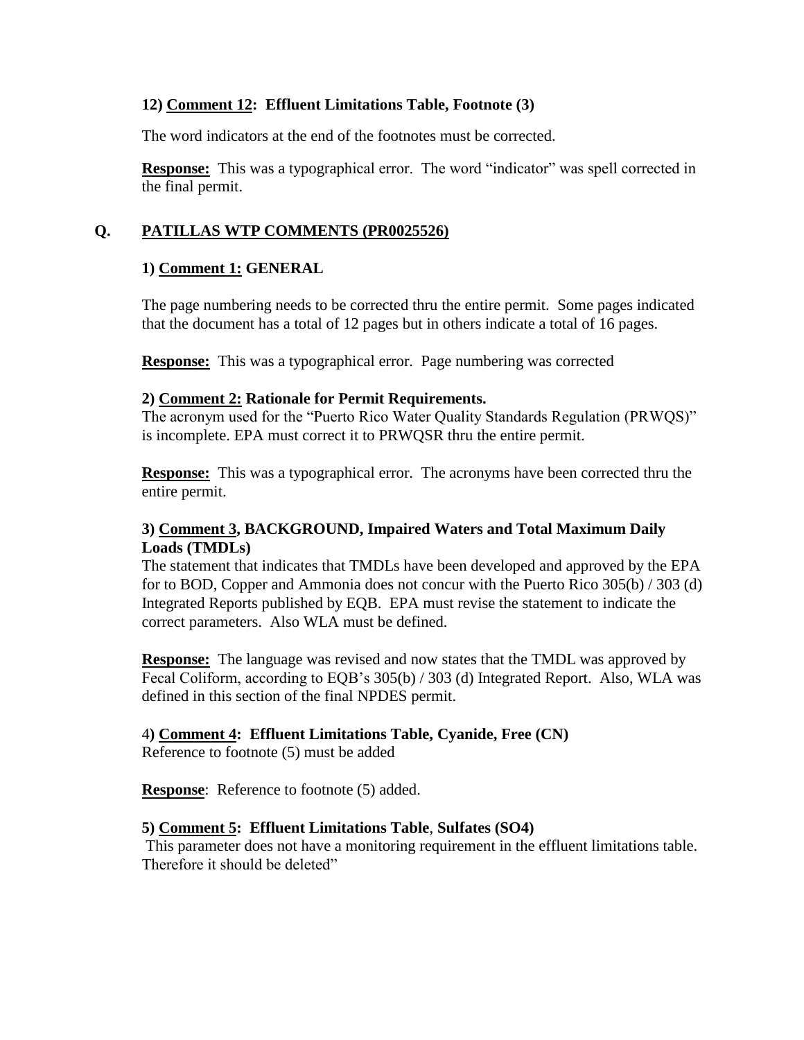**12) Comment 12: Effluent Limitations Table, Footnote (3)**

The word indicators at the end of the footnotes must be corrected.

**Response:** This was a typographical error. The word "indicator" was spell corrected in the final permit.

## Q. PATILLAS WTP COMMENTS (PR0025526)

**1) Comment 1: GENERAL**

The page numbering needs to be corrected thru the entire permit. Some pages indicated that the document has a total of 12 pages but in others indicate a total of 16 pages.

**Response:** This was a typographical error. Page numbering was corrected

**2) Comment 2: Rationale for Permit Requirements.**

The acronym used for the "Puerto Rico Water Quality Standards Regulation (PRWQS)" is incomplete. EPA must correct it to PRWQSR thru the entire permit.

**Response:** This was a typographical error. The acronyms have been corrected thru the entire permit.

**3) Comment 3, BACKGROUND, Impaired Waters and Total Maximum Daily Loads (TMDLs)**

The statement that indicates that TMDLs have been developed and approved by the EPA for to BOD, Copper and Ammonia does not concur with the Puerto Rico 305(b) / 303 (d) Integrated Reports published by EQB. EPA must revise the statement to indicate the correct parameters. Also WLA must be defined.

**Response:** The language was revised and now states that the TMDL was approved by Fecal Coliform, according to EQB's 305(b) / 303 (d) Integrated Report. Also, WLA was defined in this section of the final NPDES permit.

**4) Comment 4: Effluent Limitations Table, Cyanide, Free (CN)**

Reference to footnote (5) must be added

**Response**: Reference to footnote (5) added.

**5) Comment 5: Effluent Limitations Table, Sulfates (SO4)**

This parameter does not have a monitoring requirement in the effluent limitations table. Therefore it should be deleted"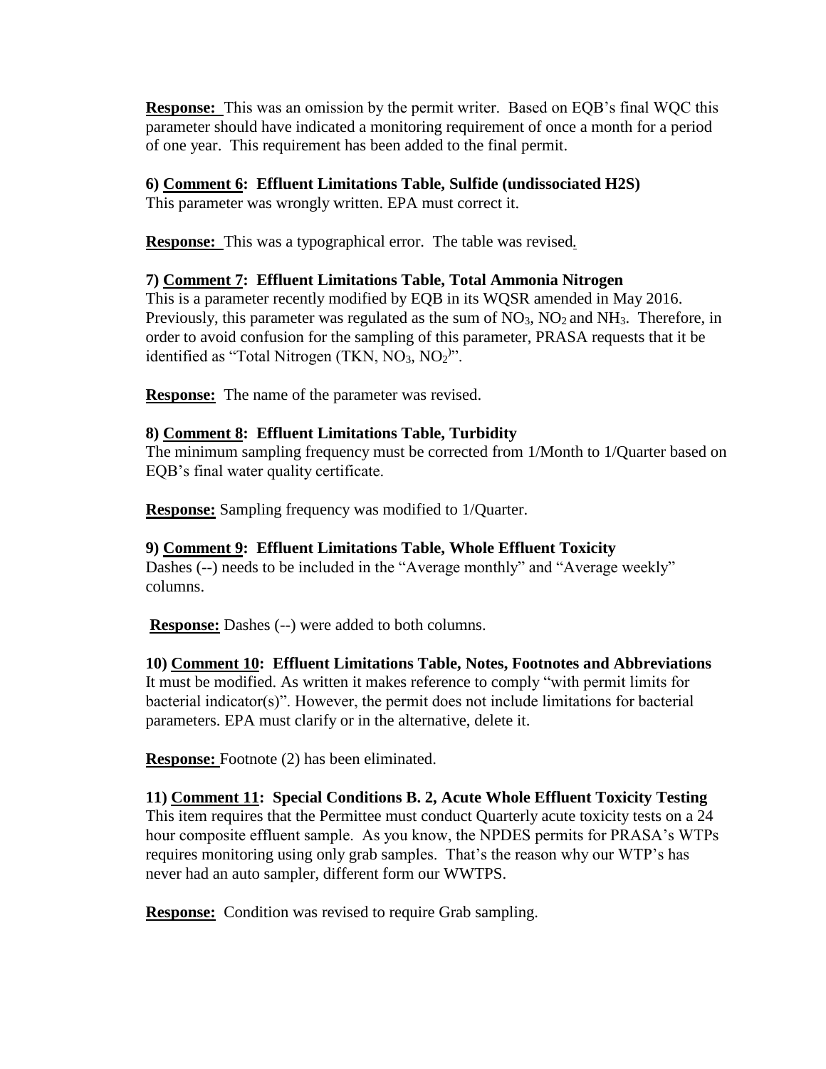**Response:** This was an omission by the permit writer. Based on EQB's final WQC this parameter should have indicated a monitoring requirement of once a month for a period of one year. This requirement has been added to the final permit.

**6) Comment 6: Effluent Limitations Table, Sulfide (undissociated H2S)**
This parameter was wrongly written. EPA must correct it.

**Response:** This was a typographical error. The table was revised.

**7) Comment 7: Effluent Limitations Table, Total Ammonia Nitrogen**
This is a parameter recently modified by EQB in its WQSR amended in May 2016. Previously, this parameter was regulated as the sum of $NO_3$, $NO_2$ and $NH_3$. Therefore, in order to avoid confusion for the sampling of this parameter, PRASA requests that it be identified as "Total Nitrogen (TKN, $NO_3$, $NO_2$)".

**Response:** The name of the parameter was revised.

**8) Comment 8: Effluent Limitations Table, Turbidity**
The minimum sampling frequency must be corrected from 1/Month to 1/Quarter based on EQB's final water quality certificate.

**Response:** Sampling frequency was modified to 1/Quarter.

**9) Comment 9: Effluent Limitations Table, Whole Effluent Toxicity**
Dashes (--) needs to be included in the "Average monthly" and "Average weekly" columns.

**Response:** Dashes (--) were added to both columns.

**10) Comment 10: Effluent Limitations Table, Notes, Footnotes and Abbreviations**
It must be modified. As written it makes reference to comply "with permit limits for bacterial indicator(s)". However, the permit does not include limitations for bacterial parameters. EPA must clarify or in the alternative, delete it.

**Response:** Footnote (2) has been eliminated.

**11) Comment 11: Special Conditions B. 2, Acute Whole Effluent Toxicity Testing**
This item requires that the Permittee must conduct Quarterly acute toxicity tests on a 24 hour composite effluent sample. As you know, the NPDES permits for PRASA's WTPs requires monitoring using only grab samples. That's the reason why our WTP's has never had an auto sampler, different form our WWTPS.

**Response:** Condition was revised to require Grab sampling.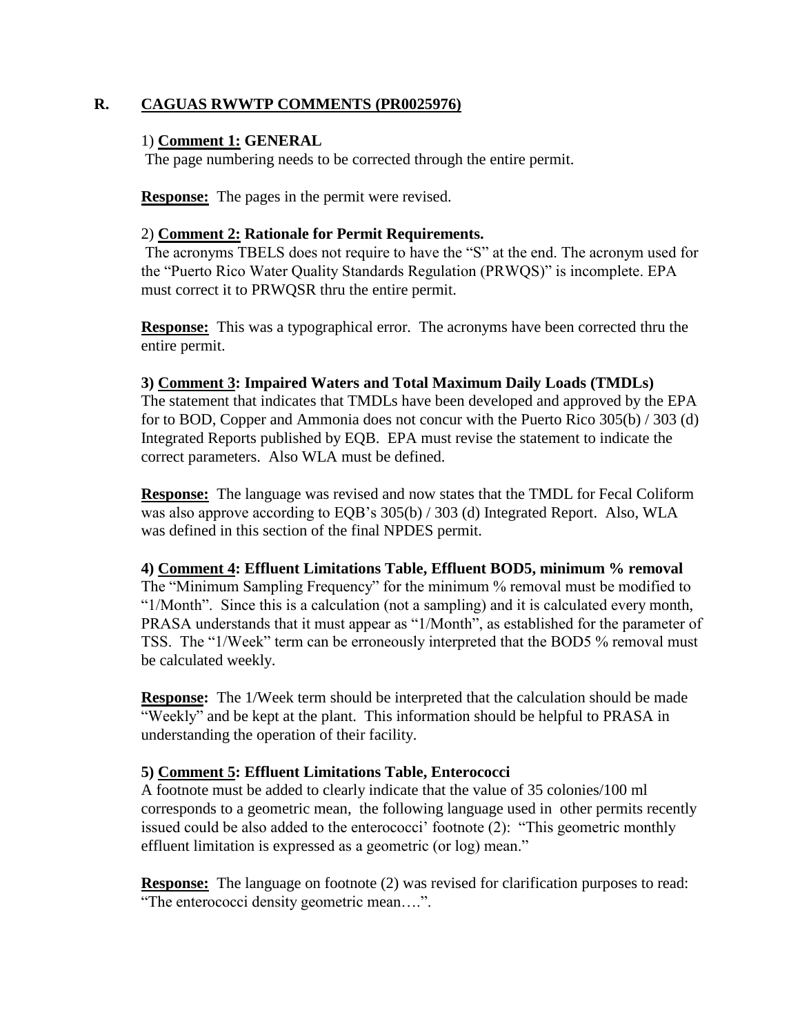## R. CAGUAS RWWTP COMMENTS (PR0025976)

1) **Comment 1: GENERAL**
The page numbering needs to be corrected through the entire permit.

**Response:** The pages in the permit were revised.

2) **Comment 2: Rationale for Permit Requirements.**
The acronyms TBELS does not require to have the "S" at the end. The acronym used for the "Puerto Rico Water Quality Standards Regulation (PRWQS)" is incomplete. EPA must correct it to PRWQSR thru the entire permit.

**Response:** This was a typographical error. The acronyms have been corrected thru the entire permit.

**3) Comment 3: Impaired Waters and Total Maximum Daily Loads (TMDLs)**
The statement that indicates that TMDLs have been developed and approved by the EPA for to BOD, Copper and Ammonia does not concur with the Puerto Rico 305(b) / 303 (d) Integrated Reports published by EQB. EPA must revise the statement to indicate the correct parameters. Also WLA must be defined.

**Response:** The language was revised and now states that the TMDL for Fecal Coliform was also approve according to EQB's 305(b) / 303 (d) Integrated Report. Also, WLA was defined in this section of the final NPDES permit.

**4) Comment 4: Effluent Limitations Table, Effluent BOD5, minimum % removal**
The "Minimum Sampling Frequency" for the minimum % removal must be modified to "1/Month". Since this is a calculation (not a sampling) and it is calculated every month, PRASA understands that it must appear as "1/Month", as established for the parameter of TSS. The "1/Week" term can be erroneously interpreted that the BOD5 % removal must be calculated weekly.

**Response:** The 1/Week term should be interpreted that the calculation should be made "Weekly" and be kept at the plant. This information should be helpful to PRASA in understanding the operation of their facility.

**5) Comment 5: Effluent Limitations Table, Enterococci**
A footnote must be added to clearly indicate that the value of 35 colonies/100 ml corresponds to a geometric mean, the following language used in other permits recently issued could be also added to the enterococci' footnote (2): "This geometric monthly effluent limitation is expressed as a geometric (or log) mean."

**Response:** The language on footnote (2) was revised for clarification purposes to read: "The enterococci density geometric mean….".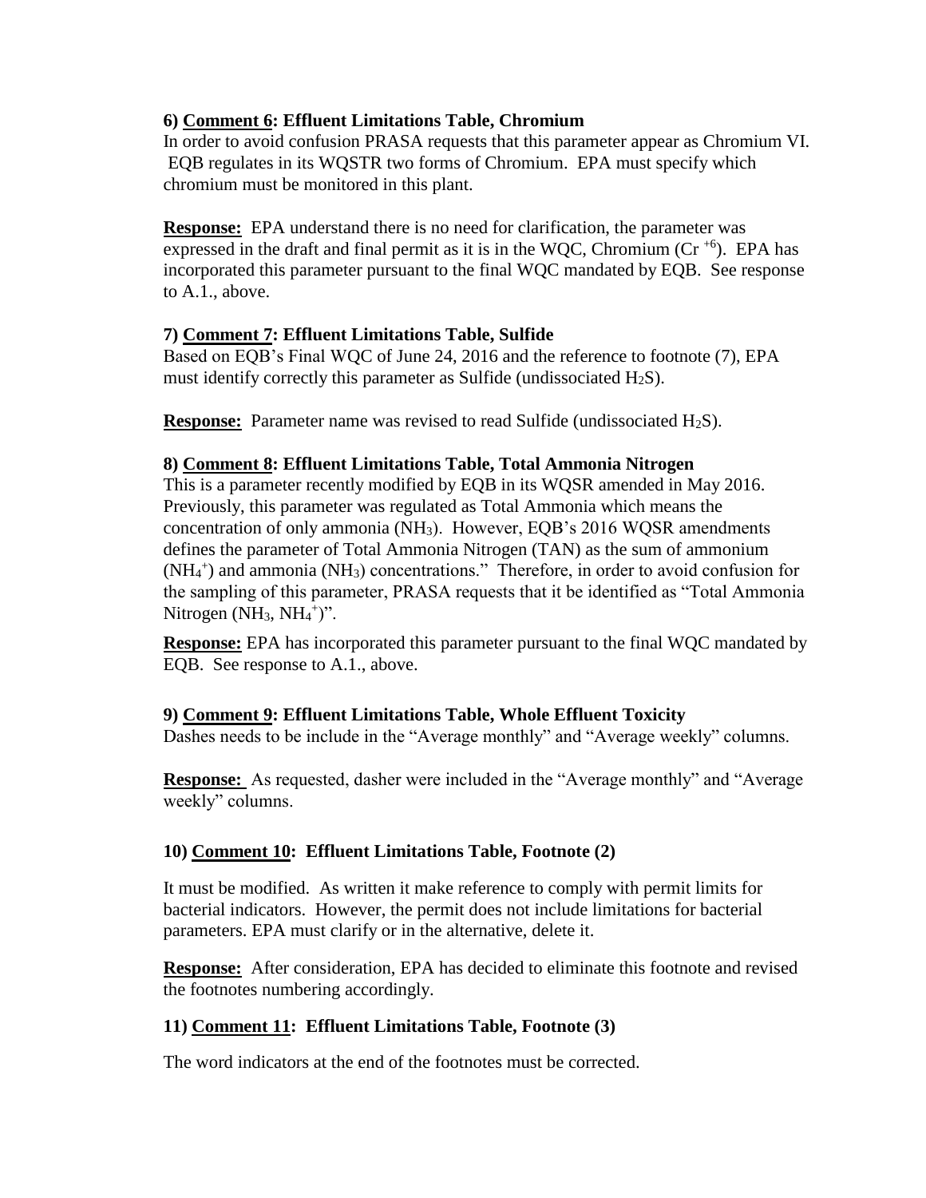**6) Comment 6: Effluent Limitations Table, Chromium**

In order to avoid confusion PRASA requests that this parameter appear as Chromium VI. EQB regulates in its WQSTR two forms of Chromium. EPA must specify which chromium must be monitored in this plant.

**Response:** EPA understand there is no need for clarification, the parameter was expressed in the draft and final permit as it is in the WQC, Chromium ($Cr^{+6}$). EPA has incorporated this parameter pursuant to the final WQC mandated by EQB. See response to A.1., above.

**7) Comment 7: Effluent Limitations Table, Sulfide**

Based on EQB's Final WQC of June 24, 2016 and the reference to footnote (7), EPA must identify correctly this parameter as Sulfide (undissociated $H_2S$).

**Response:** Parameter name was revised to read Sulfide (undissociated $H_2S$).

**8) Comment 8: Effluent Limitations Table, Total Ammonia Nitrogen**

This is a parameter recently modified by EQB in its WQSR amended in May 2016. Previously, this parameter was regulated as Total Ammonia which means the concentration of only ammonia ($NH_3$). However, EQB's 2016 WQSR amendments defines the parameter of Total Ammonia Nitrogen (TAN) as the sum of ammonium ($NH_4^+$) and ammonia ($NH_3$) concentrations." Therefore, in order to avoid confusion for the sampling of this parameter, PRASA requests that it be identified as "Total Ammonia Nitrogen ($NH_3$, $NH_4^+$)".

**Response:** EPA has incorporated this parameter pursuant to the final WQC mandated by EQB. See response to A.1., above.

**9) Comment 9: Effluent Limitations Table, Whole Effluent Toxicity**

Dashes needs to be include in the "Average monthly" and "Average weekly" columns.

**Response:** As requested, dasher were included in the "Average monthly" and "Average weekly" columns.

**10) Comment 10: Effluent Limitations Table, Footnote (2)**

It must be modified. As written it make reference to comply with permit limits for bacterial indicators. However, the permit does not include limitations for bacterial parameters. EPA must clarify or in the alternative, delete it.

**Response:** After consideration, EPA has decided to eliminate this footnote and revised the footnotes numbering accordingly.

**11) Comment 11: Effluent Limitations Table, Footnote (3)**

The word indicators at the end of the footnotes must be corrected.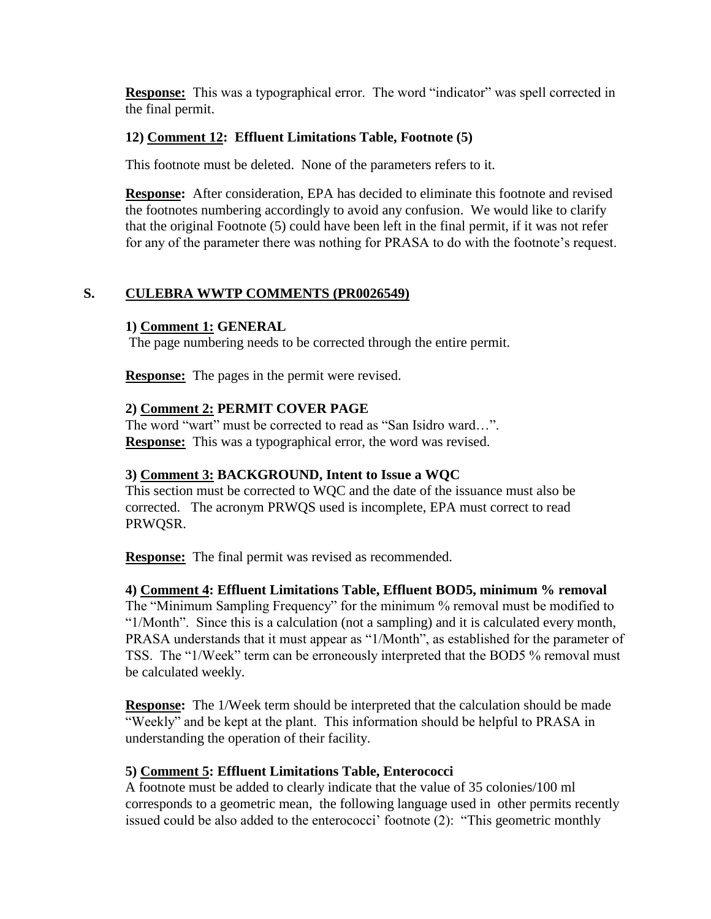**Response:** This was a typographical error. The word "indicator" was spell corrected in the final permit.

### 12) Comment 12: Effluent Limitations Table, Footnote (5)

This footnote must be deleted. None of the parameters refers to it.

**Response:** After consideration, EPA has decided to eliminate this footnote and revised the footnotes numbering accordingly to avoid any confusion. We would like to clarify that the original Footnote (5) could have been left in the final permit, if it was not refer for any of the parameter there was nothing for PRASA to do with the footnote's request.

## S. CULEBRA WWTP COMMENTS (PR0026549)

### 1) Comment 1: GENERAL

The page numbering needs to be corrected through the entire permit.

**Response:** The pages in the permit were revised.

### 2) Comment 2: PERMIT COVER PAGE

The word "wart" must be corrected to read as "San Isidro ward…".
**Response:** This was a typographical error, the word was revised.

### 3) Comment 3: BACKGROUND, Intent to Issue a WQC

This section must be corrected to WQC and the date of the issuance must also be corrected. The acronym PRWQS used is incomplete, EPA must correct to read PRWQSR.

**Response:** The final permit was revised as recommended.

### 4) Comment 4: Effluent Limitations Table, Effluent BOD5, minimum % removal

The "Minimum Sampling Frequency" for the minimum % removal must be modified to "1/Month". Since this is a calculation (not a sampling) and it is calculated every month, PRASA understands that it must appear as "1/Month", as established for the parameter of TSS. The "1/Week" term can be erroneously interpreted that the BOD5 % removal must be calculated weekly.

**Response:** The 1/Week term should be interpreted that the calculation should be made "Weekly" and be kept at the plant. This information should be helpful to PRASA in understanding the operation of their facility.

### 5) Comment 5: Effluent Limitations Table, Enterococci

A footnote must be added to clearly indicate that the value of 35 colonies/100 ml corresponds to a geometric mean, the following language used in other permits recently issued could be also added to the enterococci' footnote (2): "This geometric monthly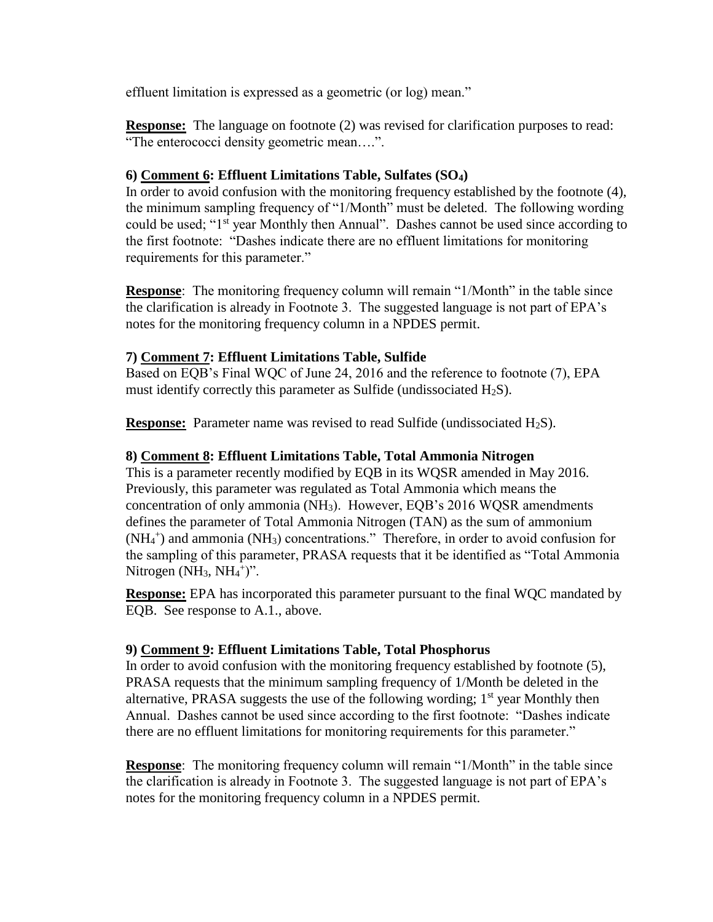effluent limitation is expressed as a geometric (or log) mean."

**Response:** The language on footnote (2) was revised for clarification purposes to read: "The enterococci density geometric mean….".

**6) Comment 6: Effluent Limitations Table, Sulfates ($SO_4$)**

In order to avoid confusion with the monitoring frequency established by the footnote (4), the minimum sampling frequency of "1/Month" must be deleted. The following wording could be used; "1st year Monthly then Annual". Dashes cannot be used since according to the first footnote: "Dashes indicate there are no effluent limitations for monitoring requirements for this parameter."

**Response**: The monitoring frequency column will remain "1/Month" in the table since the clarification is already in Footnote 3. The suggested language is not part of EPA's notes for the monitoring frequency column in a NPDES permit.

**7) Comment 7: Effluent Limitations Table, Sulfide**

Based on EQB's Final WQC of June 24, 2016 and the reference to footnote (7), EPA must identify correctly this parameter as Sulfide (undissociated $H_2S$).

**Response:** Parameter name was revised to read Sulfide (undissociated $H_2S$).

**8) Comment 8: Effluent Limitations Table, Total Ammonia Nitrogen**

This is a parameter recently modified by EQB in its WQSR amended in May 2016. Previously, this parameter was regulated as Total Ammonia which means the concentration of only ammonia ($NH_3$). However, EQB's 2016 WQSR amendments defines the parameter of Total Ammonia Nitrogen (TAN) as the sum of ammonium ($NH_4^+$) and ammonia ($NH_3$) concentrations." Therefore, in order to avoid confusion for the sampling of this parameter, PRASA requests that it be identified as "Total Ammonia Nitrogen ($NH_3$, $NH_4^+$)".

**Response:** EPA has incorporated this parameter pursuant to the final WQC mandated by EQB. See response to A.1., above.

**9) Comment 9: Effluent Limitations Table, Total Phosphorus**

In order to avoid confusion with the monitoring frequency established by footnote (5), PRASA requests that the minimum sampling frequency of 1/Month be deleted in the alternative, PRASA suggests the use of the following wording; 1st year Monthly then Annual. Dashes cannot be used since according to the first footnote: "Dashes indicate there are no effluent limitations for monitoring requirements for this parameter."

**Response**: The monitoring frequency column will remain "1/Month" in the table since the clarification is already in Footnote 3. The suggested language is not part of EPA's notes for the monitoring frequency column in a NPDES permit.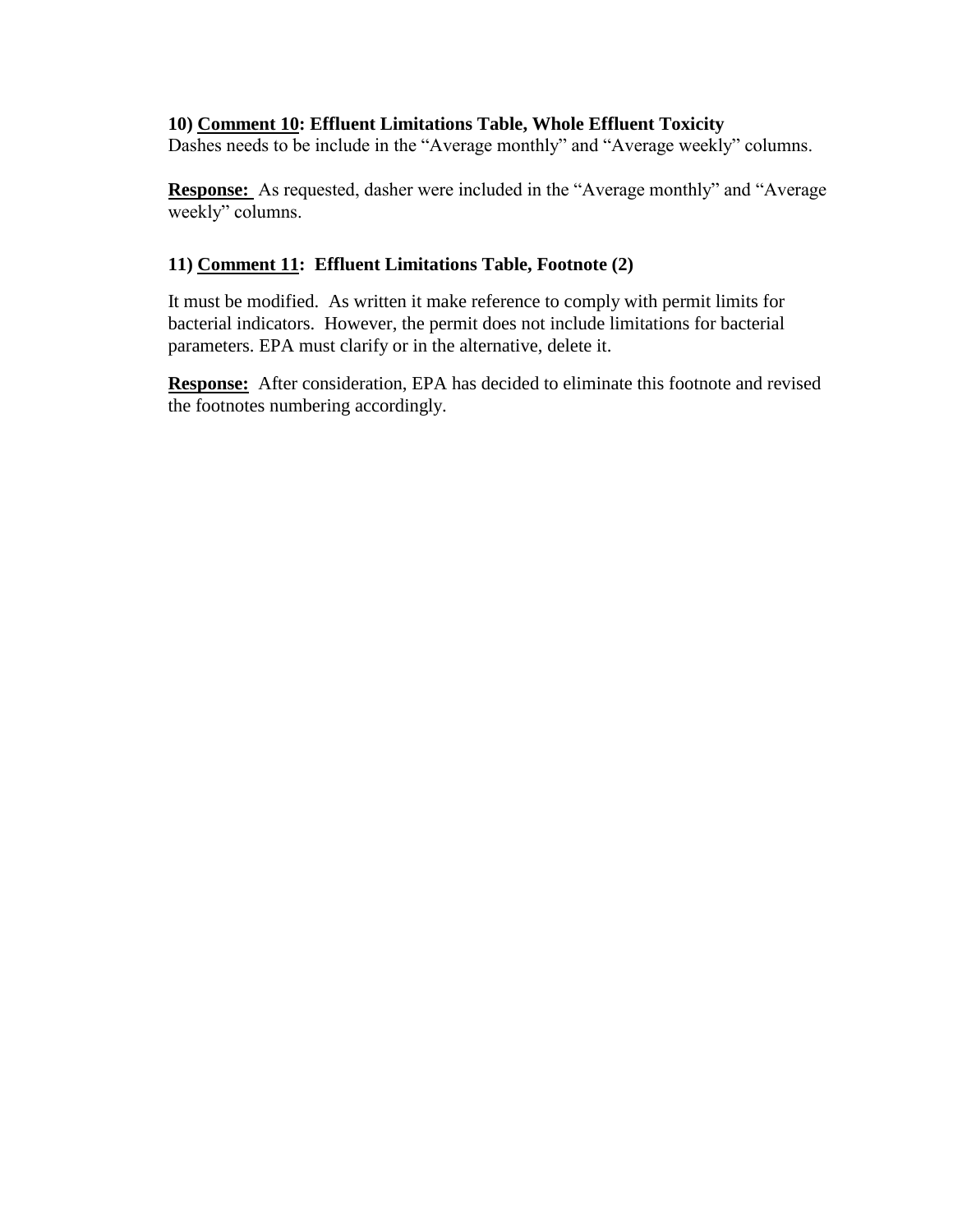**10) <u>Comment 10</u>: Effluent Limitations Table, Whole Effluent Toxicity**
Dashes needs to be include in the "Average monthly" and "Average weekly" columns.

**<u>Response:</u>** As requested, dasher were included in the "Average monthly" and "Average weekly" columns.

**11) <u>Comment 11</u>: Effluent Limitations Table, Footnote (2)**

It must be modified. As written it make reference to comply with permit limits for bacterial indicators. However, the permit does not include limitations for bacterial parameters. EPA must clarify or in the alternative, delete it.

**<u>Response:</u>** After consideration, EPA has decided to eliminate this footnote and revised the footnotes numbering accordingly.